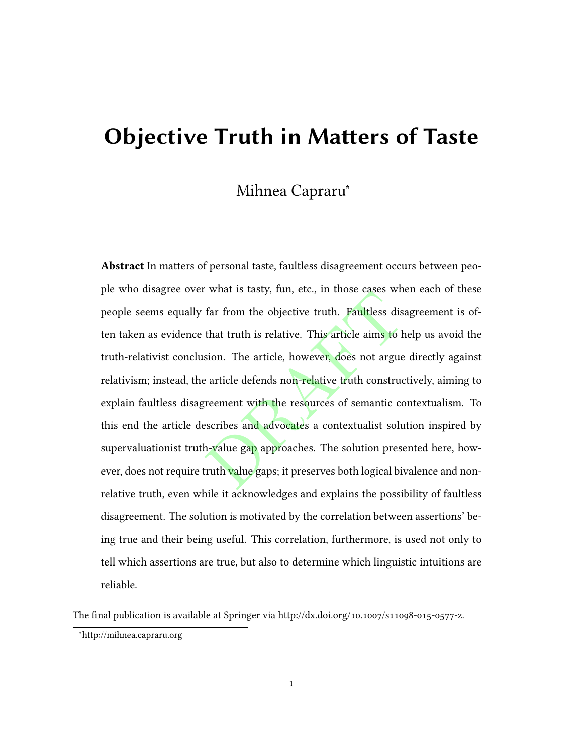# Objective Truth in Matters of Taste

Mihnea Capraru*

**Abstract** In matters of personal taste, faultless disagreement occurs between people who disagree over what is tasty, fun, etc., in those cases when each of these people seems equally far from the objective truth. Faultless disagreement is often taken as evidence that truth is relative. This article aims to help us avoid the truth-relativist conclusion. The article, however, does not argue directly against relativism; instead, the article defends non-relative truth constructively, aiming to explain faultless disagreement with the resources of semantic contextualism. To this end the article describes and advocates a contextualist solution inspired by supervaluationist truth-value gap approaches. The solution presented here, however, does not require truth value gaps; it preserves both logical bivalence and non-relative truth, even while it acknowledges and explains the possibility of faultless disagreement. The solution is motivated by the correlation between assertions' being true and their being useful. This correlation, furthermore, is used not only to tell which assertions are true, but also to determine which linguistic intuitions are reliable.

The final publication is available at Springer via http://dx.doi.org/10.1007/s11098-015-0577-z.

*http://mihnea.capraru.org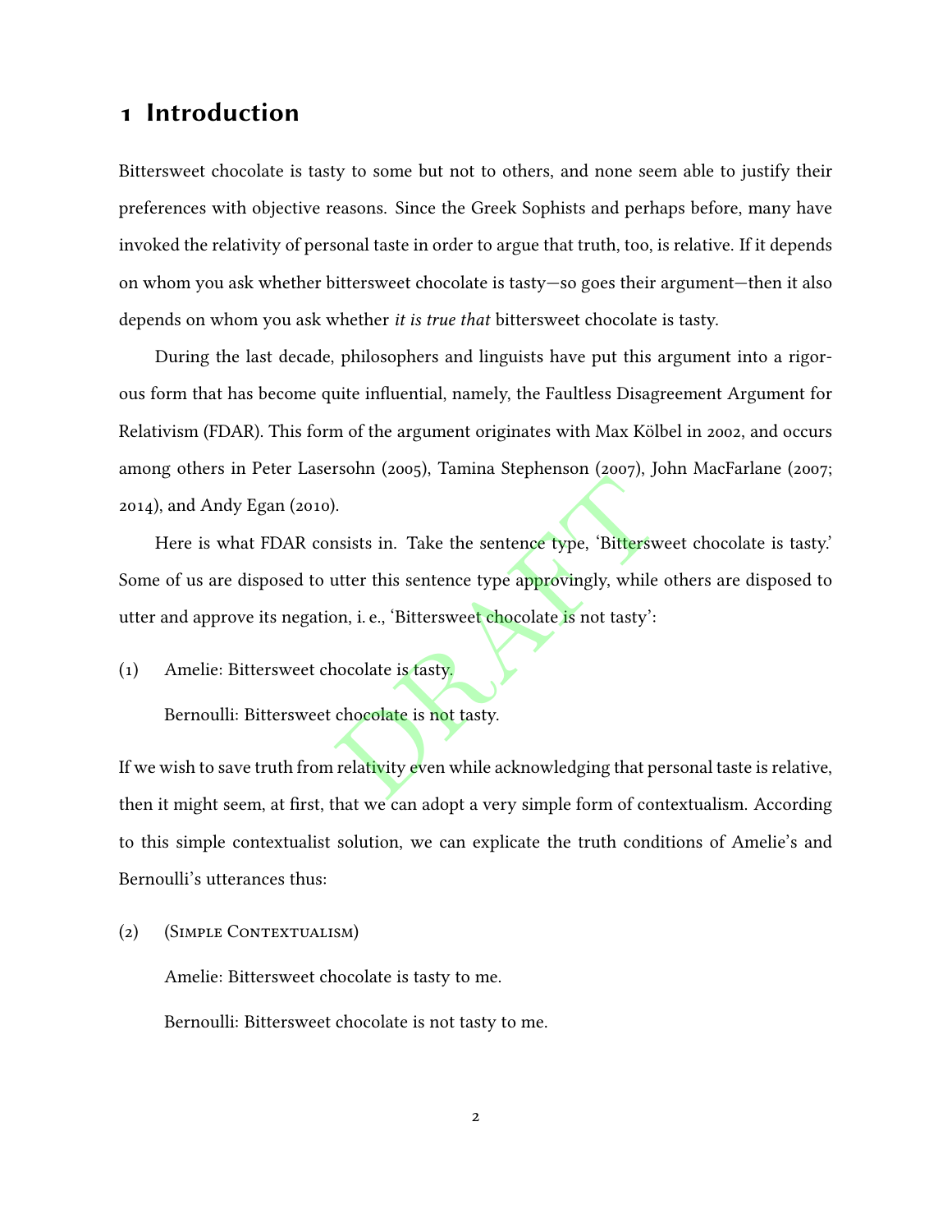# 1 Introduction

Bittersweet chocolate is tasty to some but not to others, and none seem able to justify their preferences with objective reasons. Since the Greek Sophists and perhaps before, many have invoked the relativity of personal taste in order to argue that truth, too, is relative. If it depends on whom you ask whether bittersweet chocolate is tasty—so goes their argument—then it also depends on whom you ask whether *it is true that* bittersweet chocolate is tasty.

During the last decade, philosophers and linguists have put this argument into a rigorous form that has become quite influential, namely, the Faultless Disagreement Argument for Relativism (FDAR). This form of the argument originates with Max Kölbel in 2002, and occurs among others in Peter Lasersohn (2005), Tamina Stephenson (2007), John MacFarlane (2007; 2014), and Andy Egan (2010).

Here is what FDAR consists in. Take the sentence type, 'Bittersweet chocolate is tasty.' Some of us are disposed to utter this sentence type approvingly, while others are disposed to utter and approve its negation, i. e., 'Bittersweet chocolate is not tasty':

(1) Amelie: Bittersweet chocolate is tasty.

Bernoulli: Bittersweet chocolate is not tasty.

If we wish to save truth from relativity even while acknowledging that personal taste is relative, then it might seem, at first, that we can adopt a very simple form of contextualism. According to this simple contextualist solution, we can explicate the truth conditions of Amelie's and Bernoulli's utterances thus:

(2) (Simple Contextualism)

Amelie: Bittersweet chocolate is tasty to me.

Bernoulli: Bittersweet chocolate is not tasty to me.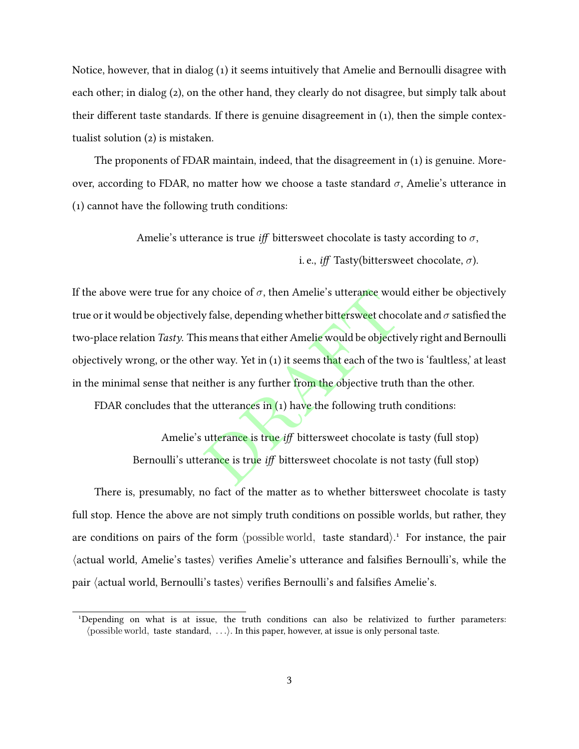Notice, however, that in dialog (1) it seems intuitively that Amelie and Bernoulli disagree with each other; in dialog (2), on the other hand, they clearly do not disagree, but simply talk about their different taste standards. If there is genuine disagreement in (1), then the simple contextualist solution (2) is mistaken.

The proponents of FDAR maintain, indeed, that the disagreement in (1) is genuine. Moreover, according to FDAR, no matter how we choose a taste standard $\sigma$, Amelie's utterance in (1) cannot have the following truth conditions:

Amelie's utterance is true *iff* bittersweet chocolate is tasty according to $\sigma$,
i. e., *iff* Tasty(bittersweet chocolate, $\sigma$).

If the above were true for any choice of $\sigma$, then Amelie's utterance would either be objectively true or it would be objectively false, depending whether bittersweet chocolate and $\sigma$ satisfied the two-place relation *Tasty*. This means that either Amelie would be objectively right and Bernoulli objectively wrong, or the other way. Yet in (1) it seems that each of the two is 'faultless,' at least in the minimal sense that neither is any further from the objective truth than the other.

FDAR concludes that the utterances in (1) have the following truth conditions:

Amelie's utterance is true *iff* bittersweet chocolate is tasty (full stop)
Bernoulli's utterance is true *iff* bittersweet chocolate is not tasty (full stop)

There is, presumably, no fact of the matter as to whether bittersweet chocolate is tasty full stop. Hence the above are not simply truth conditions on possible worlds, but rather, they are conditions on pairs of the form $\langle \text{possible world}, \text{ taste standard} \rangle$.[1] For instance, the pair $\langle$actual world, Amelie's tastes$\rangle$ verifies Amelie's utterance and falsifies Bernoulli's, while the pair $\langle$actual world, Bernoulli's tastes$\rangle$ verifies Bernoulli's and falsifies Amelie's.

---

[1] Depending on what is at issue, the truth conditions can also be relativized to further parameters: $\langle \text{possible world}, \text{ taste standard}, \ldots \rangle$. In this paper, however, at issue is only personal taste.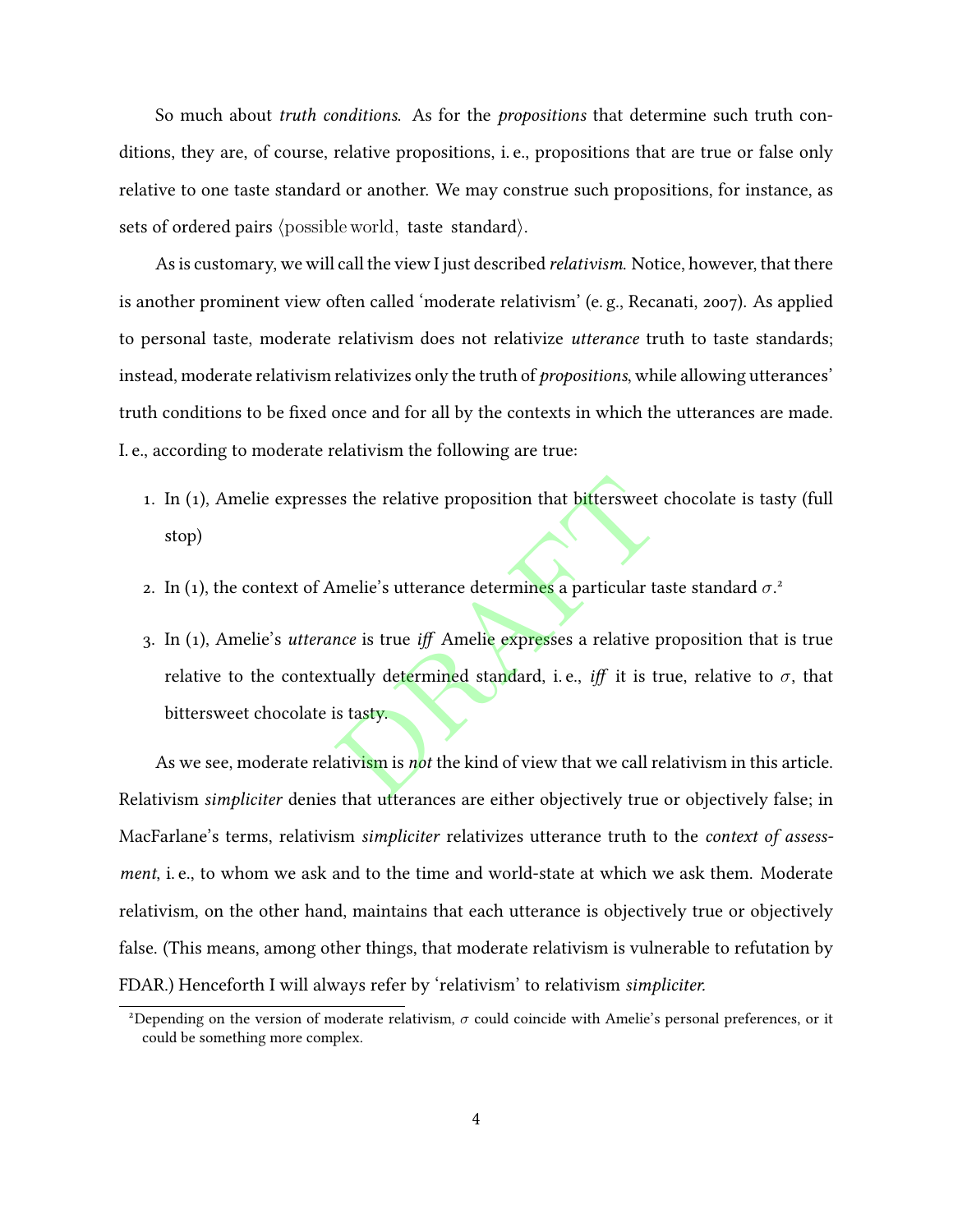So much about *truth conditions*. As for the *propositions* that determine such truth conditions, they are, of course, relative propositions, i. e., propositions that are true or false only relative to one taste standard or another. We may construe such propositions, for instance, as sets of ordered pairs $\langle \text{possible world}, \text{ taste standard} \rangle$.

As is customary, we will call the view I just described *relativism*. Notice, however, that there is another prominent view often called 'moderate relativism' (e. g., Recanati, 2007). As applied to personal taste, moderate relativism does not relativize *utterance* truth to taste standards; instead, moderate relativism relativizes only the truth of *propositions*, while allowing utterances' truth conditions to be fixed once and for all by the contexts in which the utterances are made. I. e., according to moderate relativism the following are true:

1. In (1), Amelie expresses the relative proposition that bittersweet chocolate is tasty (full stop)
2. In (1), the context of Amelie's utterance determines a particular taste standard $\sigma$.[2]
3. In (1), Amelie's *utterance* is true *iff* Amelie expresses a relative proposition that is true relative to the contextually determined standard, i. e., *iff* it is true, relative to $\sigma$, that bittersweet chocolate is tasty.

As we see, moderate relativism is *not* the kind of view that we call relativism in this article. Relativism *simpliciter* denies that utterances are either objectively true or objectively false; in MacFarlane's terms, relativism *simpliciter* relativizes utterance truth to the *context of assessment*, i. e., to whom we ask and to the time and world-state at which we ask them. Moderate relativism, on the other hand, maintains that each utterance is objectively true or objectively false. (This means, among other things, that moderate relativism is vulnerable to refutation by FDAR.) Henceforth I will always refer by 'relativism' to relativism *simpliciter*.

[2]Depending on the version of moderate relativism, $\sigma$ could coincide with Amelie's personal preferences, or it could be something more complex.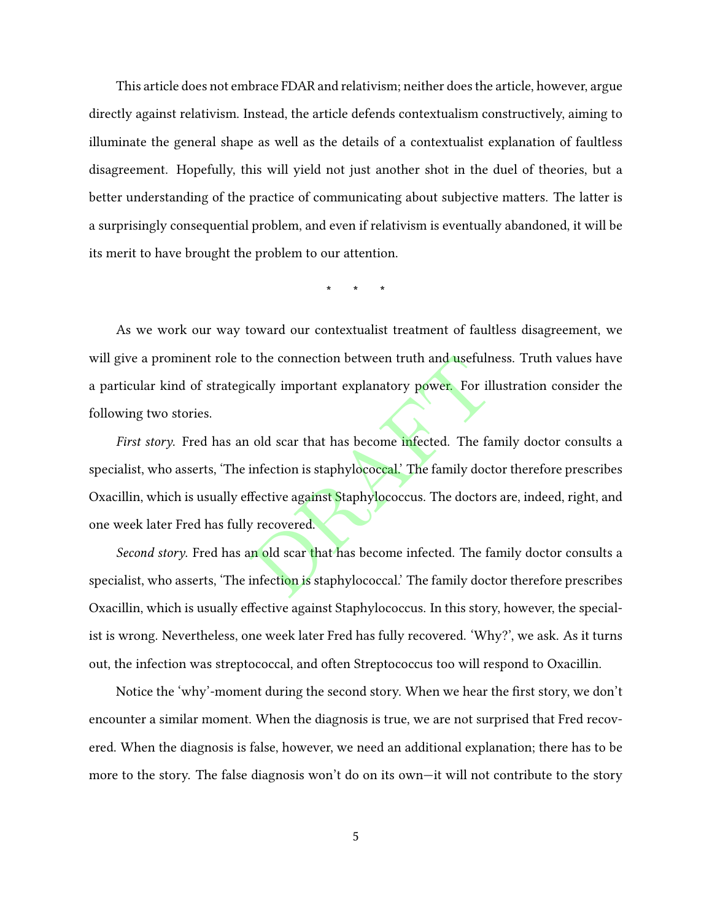This article does not embrace FDAR and relativism; neither does the article, however, argue directly against relativism. Instead, the article defends contextualism constructively, aiming to illuminate the general shape as well as the details of a contextualist explanation of faultless disagreement. Hopefully, this will yield not just another shot in the duel of theories, but a better understanding of the practice of communicating about subjective matters. The latter is a surprisingly consequential problem, and even if relativism is eventually abandoned, it will be its merit to have brought the problem to our attention.

\* \* \*

As we work our way toward our contextualist treatment of faultless disagreement, we will give a prominent role to the connection between truth and usefulness. Truth values have a particular kind of strategically important explanatory power. For illustration consider the following two stories.

*First story.* Fred has an old scar that has become infected. The family doctor consults a specialist, who asserts, 'The infection is staphylococcal.' The family doctor therefore prescribes Oxacillin, which is usually effective against Staphylococcus. The doctors are, indeed, right, and one week later Fred has fully recovered.

*Second story.* Fred has an old scar that has become infected. The family doctor consults a specialist, who asserts, 'The infection is staphylococcal.' The family doctor therefore prescribes Oxacillin, which is usually effective against Staphylococcus. In this story, however, the specialist is wrong. Nevertheless, one week later Fred has fully recovered. 'Why?', we ask. As it turns out, the infection was streptococcal, and often Streptococcus too will respond to Oxacillin.

Notice the 'why'-moment during the second story. When we hear the first story, we don't encounter a similar moment. When the diagnosis is true, we are not surprised that Fred recovered. When the diagnosis is false, however, we need an additional explanation; there has to be more to the story. The false diagnosis won't do on its own—it will not contribute to the story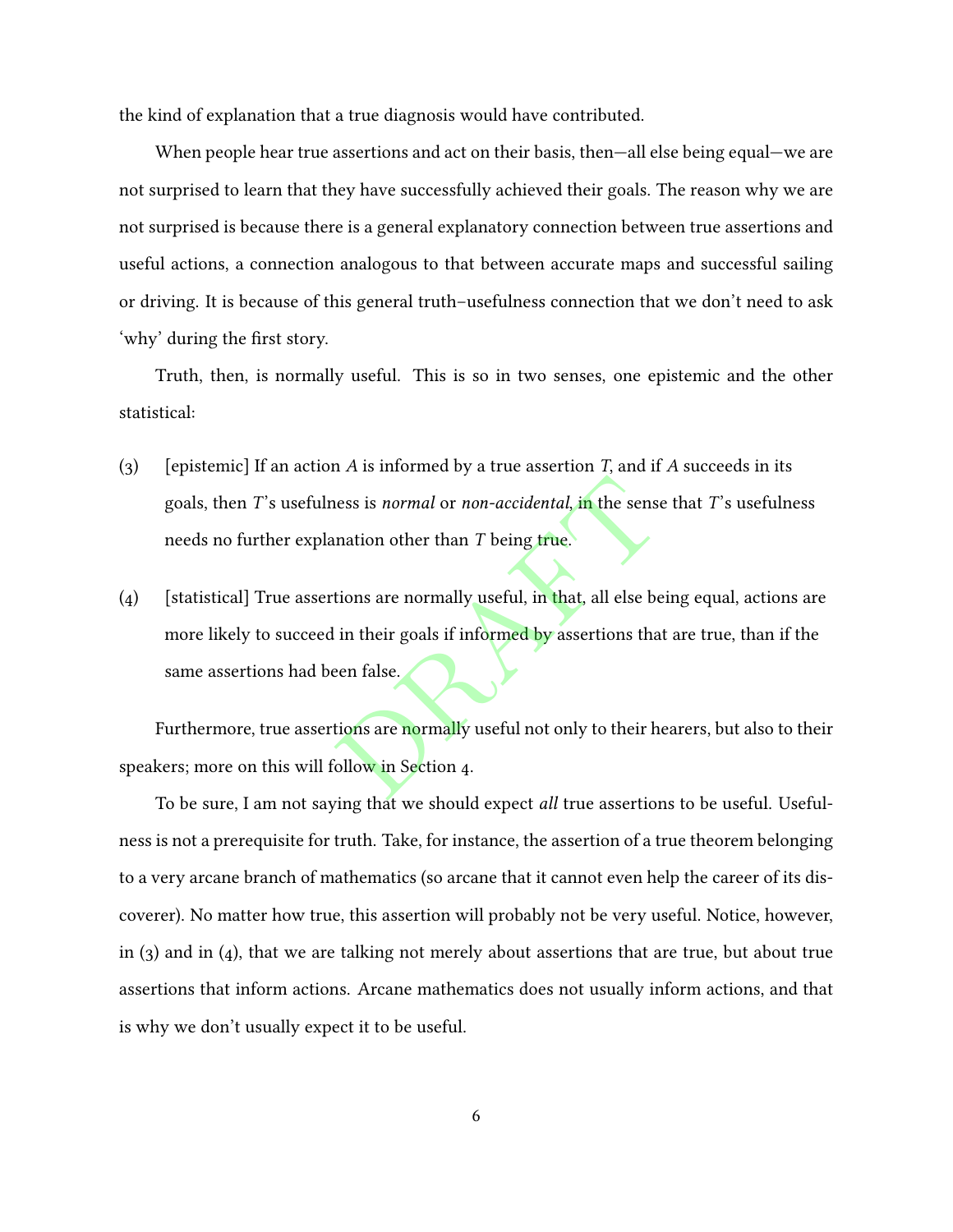the kind of explanation that a true diagnosis would have contributed.

When people hear true assertions and act on their basis, then—all else being equal—we are not surprised to learn that they have successfully achieved their goals. The reason why we are not surprised is because there is a general explanatory connection between true assertions and useful actions, a connection analogous to that between accurate maps and successful sailing or driving. It is because of this general truth–usefulness connection that we don't need to ask 'why' during the first story.

Truth, then, is normally useful. This is so in two senses, one epistemic and the other statistical:

(3) [epistemic] If an action *A* is informed by a true assertion *T*, and if *A* succeeds in its goals, then *T*'s usefulness is *normal* or *non-accidental*, in the sense that *T*'s usefulness needs no further explanation other than *T* being true.

(4) [statistical] True assertions are normally useful, in that, all else being equal, actions are more likely to succeed in their goals if informed by assertions that are true, than if the same assertions had been false.

Furthermore, true assertions are normally useful not only to their hearers, but also to their speakers; more on this will follow in Section 4.

To be sure, I am not saying that we should expect *all* true assertions to be useful. Usefulness is not a prerequisite for truth. Take, for instance, the assertion of a true theorem belonging to a very arcane branch of mathematics (so arcane that it cannot even help the career of its discoverer). No matter how true, this assertion will probably not be very useful. Notice, however, in (3) and in (4), that we are talking not merely about assertions that are true, but about true assertions that inform actions. Arcane mathematics does not usually inform actions, and that is why we don't usually expect it to be useful.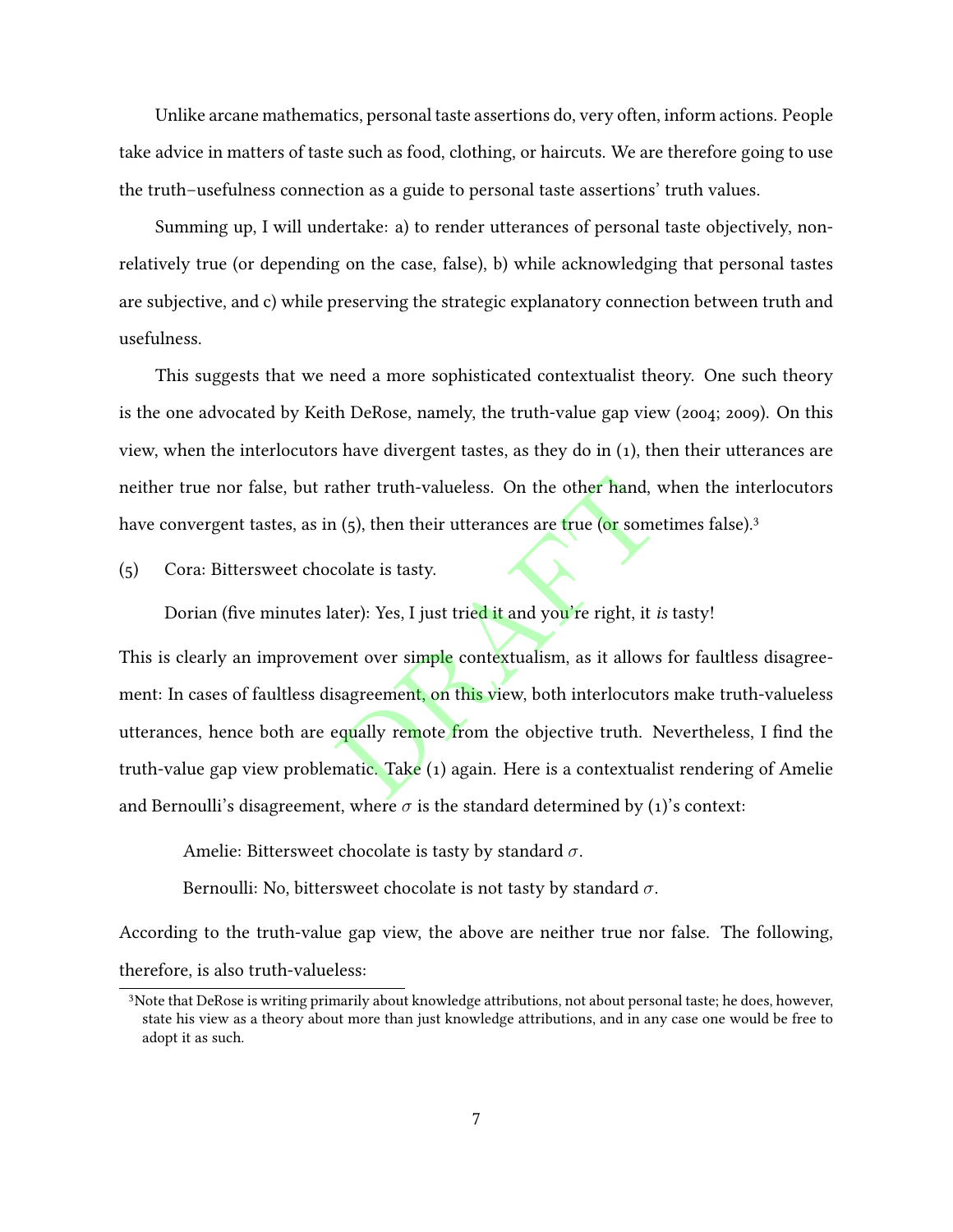Unlike arcane mathematics, personal taste assertions do, very often, inform actions. People take advice in matters of taste such as food, clothing, or haircuts. We are therefore going to use the truth–usefulness connection as a guide to personal taste assertions' truth values.

Summing up, I will undertake: a) to render utterances of personal taste objectively, non-relatively true (or depending on the case, false), b) while acknowledging that personal tastes are subjective, and c) while preserving the strategic explanatory connection between truth and usefulness.

This suggests that we need a more sophisticated contextualist theory. One such theory is the one advocated by Keith DeRose, namely, the truth-value gap view (2004; 2009). On this view, when the interlocutors have divergent tastes, as they do in (1), then their utterances are neither true nor false, but rather truth-valueless. On the other hand, when the interlocutors have convergent tastes, as in (5), then their utterances are true (or sometimes false).[3]

(5) Cora: Bittersweet chocolate is tasty.

Dorian (five minutes later): Yes, I just tried it and you're right, it *is* tasty!

This is clearly an improvement over simple contextualism, as it allows for faultless disagreement: In cases of faultless disagreement, on this view, both interlocutors make truth-valueless utterances, hence both are equally remote from the objective truth. Nevertheless, I find the truth-value gap view problematic. Take (1) again. Here is a contextualist rendering of Amelie and Bernoulli's disagreement, where $\sigma$ is the standard determined by (1)'s context:

> Amelie: Bittersweet chocolate is tasty by standard $\sigma$.
>
> Bernoulli: No, bittersweet chocolate is not tasty by standard $\sigma$.

According to the truth-value gap view, the above are neither true nor false. The following, therefore, is also truth-valueless:

[3] Note that DeRose is writing primarily about knowledge attributions, not about personal taste; he does, however, state his view as a theory about more than just knowledge attributions, and in any case one would be free to adopt it as such.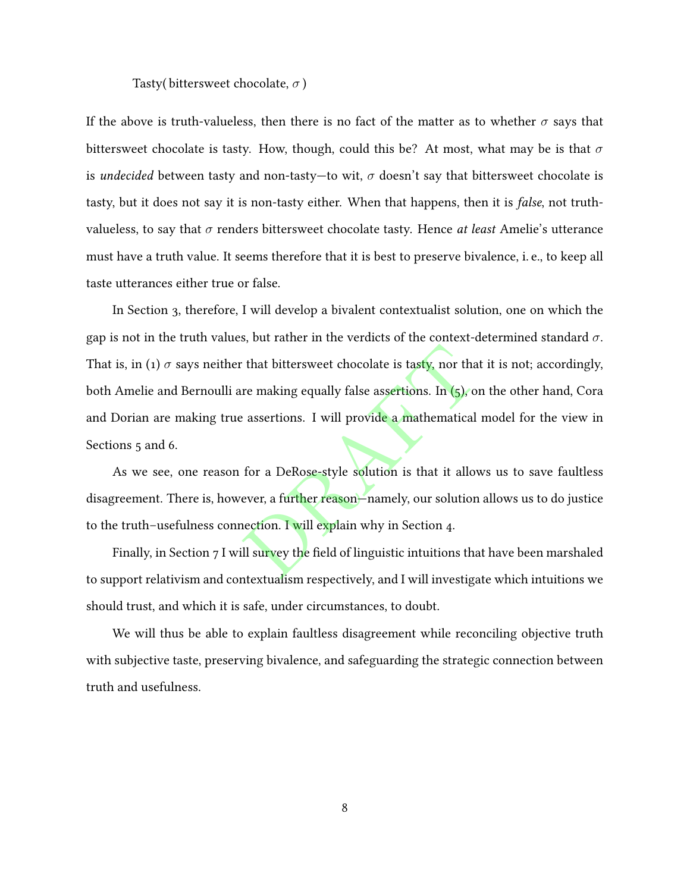Tasty( bittersweet chocolate, $\sigma$ )

If the above is truth-valueless, then there is no fact of the matter as to whether $\sigma$ says that bittersweet chocolate is tasty. How, though, could this be? At most, what may be is that $\sigma$ is *undecided* between tasty and non-tasty—to wit, $\sigma$ doesn't say that bittersweet chocolate is tasty, but it does not say it is non-tasty either. When that happens, then it is *false*, not truth-valueless, to say that $\sigma$ renders bittersweet chocolate tasty. Hence *at least* Amelie's utterance must have a truth value. It seems therefore that it is best to preserve bivalence, i. e., to keep all taste utterances either true or false.

In Section 3, therefore, I will develop a bivalent contextualist solution, one on which the gap is not in the truth values, but rather in the verdicts of the context-determined standard $\sigma$. That is, in (1) $\sigma$ says neither that bittersweet chocolate is tasty, nor that it is not; accordingly, both Amelie and Bernoulli are making equally false assertions. In (5), on the other hand, Cora and Dorian are making true assertions. I will provide a mathematical model for the view in Sections 5 and 6.

As we see, one reason for a DeRose-style solution is that it allows us to save faultless disagreement. There is, however, a further reason—namely, our solution allows us to do justice to the truth–usefulness connection. I will explain why in Section 4.

Finally, in Section 7 I will survey the field of linguistic intuitions that have been marshaled to support relativism and contextualism respectively, and I will investigate which intuitions we should trust, and which it is safe, under circumstances, to doubt.

We will thus be able to explain faultless disagreement while reconciling objective truth with subjective taste, preserving bivalence, and safeguarding the strategic connection between truth and usefulness.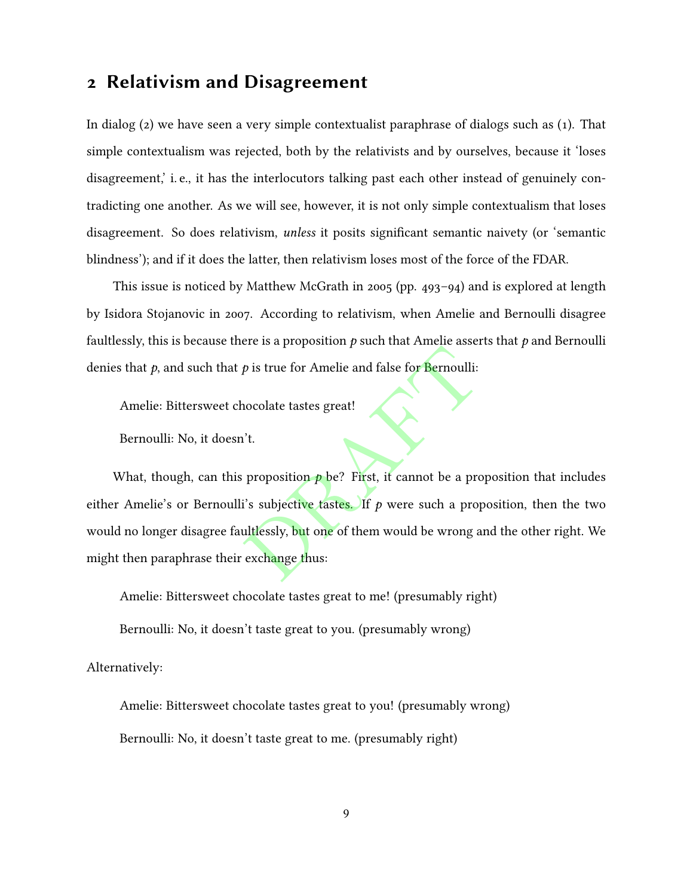## 2 Relativism and Disagreement

In dialog (2) we have seen a very simple contextualist paraphrase of dialogs such as (1). That simple contextualism was rejected, both by the relativists and by ourselves, because it 'loses disagreement,' i. e., it has the interlocutors talking past each other instead of genuinely contradicting one another. As we will see, however, it is not only simple contextualism that loses disagreement. So does relativism, *unless* it posits significant semantic naivety (or 'semantic blindness'); and if it does the latter, then relativism loses most of the force of the FDAR.

This issue is noticed by Matthew McGrath in 2005 (pp. 493–94) and is explored at length by Isidora Stojanovic in 2007. According to relativism, when Amelie and Bernoulli disagree faultlessly, this is because there is a proposition *p* such that Amelie asserts that *p* and Bernoulli denies that *p*, and such that *p* is true for Amelie and false for Bernoulli:

> Amelie: Bittersweet chocolate tastes great!
>
> Bernoulli: No, it doesn't.

What, though, can this proposition *p* be? First, it cannot be a proposition that includes either Amelie's or Bernoulli's subjective tastes. If *p* were such a proposition, then the two would no longer disagree faultlessly, but one of them would be wrong and the other right. We might then paraphrase their exchange thus:

> Amelie: Bittersweet chocolate tastes great to me! (presumably right)
>
> Bernoulli: No, it doesn't taste great to you. (presumably wrong)

Alternatively:

> Amelie: Bittersweet chocolate tastes great to you! (presumably wrong)
>
> Bernoulli: No, it doesn't taste great to me. (presumably right)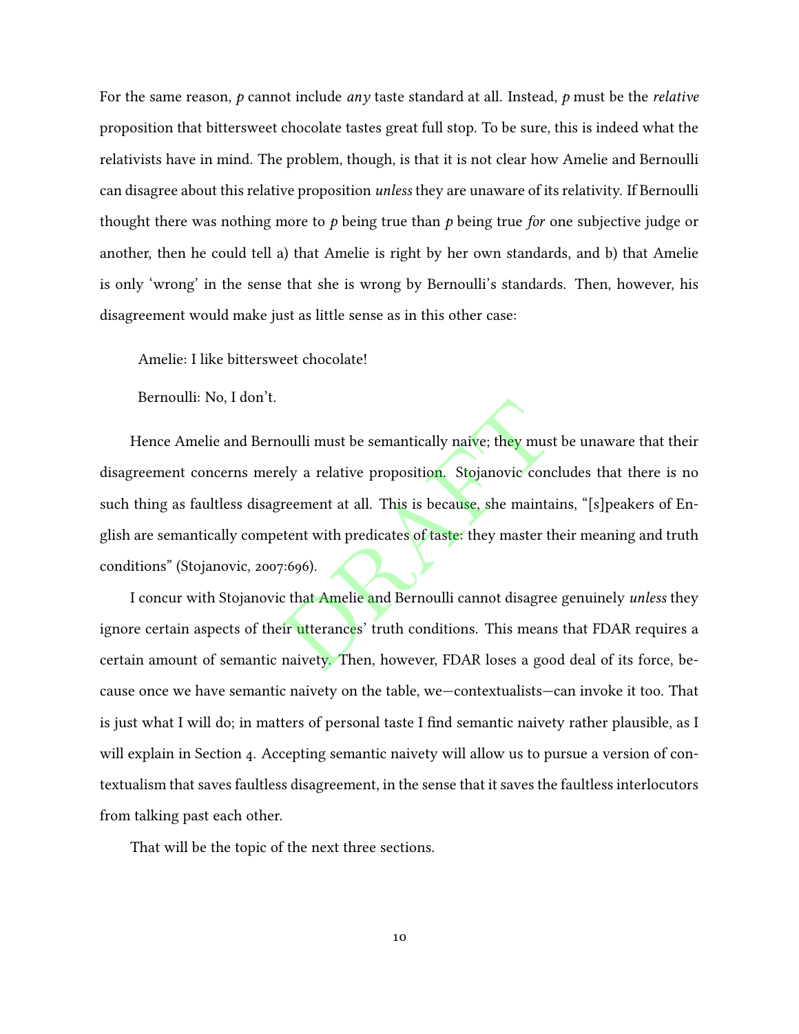For the same reason, $p$ cannot include *any* taste standard at all. Instead, $p$ must be the *relative* proposition that bittersweet chocolate tastes great full stop. To be sure, this is indeed what the relativists have in mind. The problem, though, is that it is not clear how Amelie and Bernoulli can disagree about this relative proposition *unless* they are unaware of its relativity. If Bernoulli thought there was nothing more to $p$ being true than $p$ being true *for* one subjective judge or another, then he could tell a) that Amelie is right by her own standards, and b) that Amelie is only 'wrong' in the sense that she is wrong by Bernoulli's standards. Then, however, his disagreement would make just as little sense as in this other case:

Amelie: I like bittersweet chocolate!

Bernoulli: No, I don't.

Hence Amelie and Bernoulli must be semantically naive; they must be unaware that their disagreement concerns merely a relative proposition. Stojanovic concludes that there is no such thing as faultless disagreement at all. This is because, she maintains, "[s]peakers of English are semantically competent with predicates of taste: they master their meaning and truth conditions" (Stojanovic, 2007:696).

I concur with Stojanovic that Amelie and Bernoulli cannot disagree genuinely *unless* they ignore certain aspects of their utterances' truth conditions. This means that FDAR requires a certain amount of semantic naivety. Then, however, FDAR loses a good deal of its force, because once we have semantic naivety on the table, we—contextualists—can invoke it too. That is just what I will do; in matters of personal taste I find semantic naivety rather plausible, as I will explain in Section 4. Accepting semantic naivety will allow us to pursue a version of contextualism that saves faultless disagreement, in the sense that it saves the faultless interlocutors from talking past each other.

That will be the topic of the next three sections.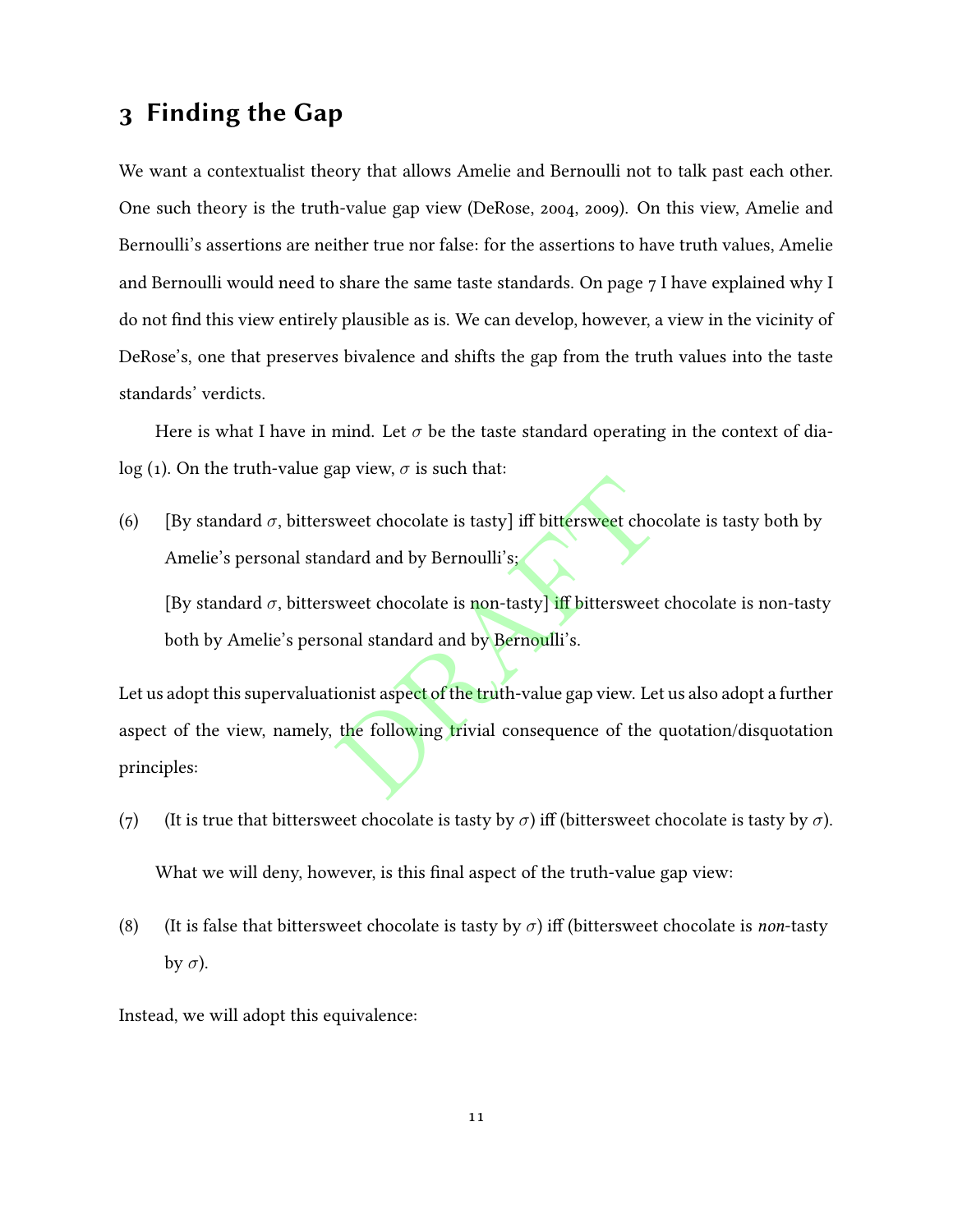## 3 Finding the Gap

We want a contextualist theory that allows Amelie and Bernoulli not to talk past each other. One such theory is the truth-value gap view (DeRose, 2004, 2009). On this view, Amelie and Bernoulli's assertions are neither true nor false: for the assertions to have truth values, Amelie and Bernoulli would need to share the same taste standards. On page 7 I have explained why I do not find this view entirely plausible as is. We can develop, however, a view in the vicinity of DeRose's, one that preserves bivalence and shifts the gap from the truth values into the taste standards' verdicts.

Here is what I have in mind. Let $\sigma$ be the taste standard operating in the context of dialog (1). On the truth-value gap view, $\sigma$ is such that:

(6) [By standard $\sigma$, bittersweet chocolate is tasty] iff bittersweet chocolate is tasty both by Amelie's personal standard and by Bernoulli's;

[By standard $\sigma$, bittersweet chocolate is non-tasty] iff bittersweet chocolate is non-tasty both by Amelie's personal standard and by Bernoulli's.

Let us adopt this supervaluationist aspect of the truth-value gap view. Let us also adopt a further aspect of the view, namely, the following trivial consequence of the quotation/disquotation principles:

(7) (It is true that bittersweet chocolate is tasty by $\sigma$) iff (bittersweet chocolate is tasty by $\sigma$).

What we will deny, however, is this final aspect of the truth-value gap view:

(8) (It is false that bittersweet chocolate is tasty by $\sigma$) iff (bittersweet chocolate is *non*-tasty by $\sigma$).

Instead, we will adopt this equivalence: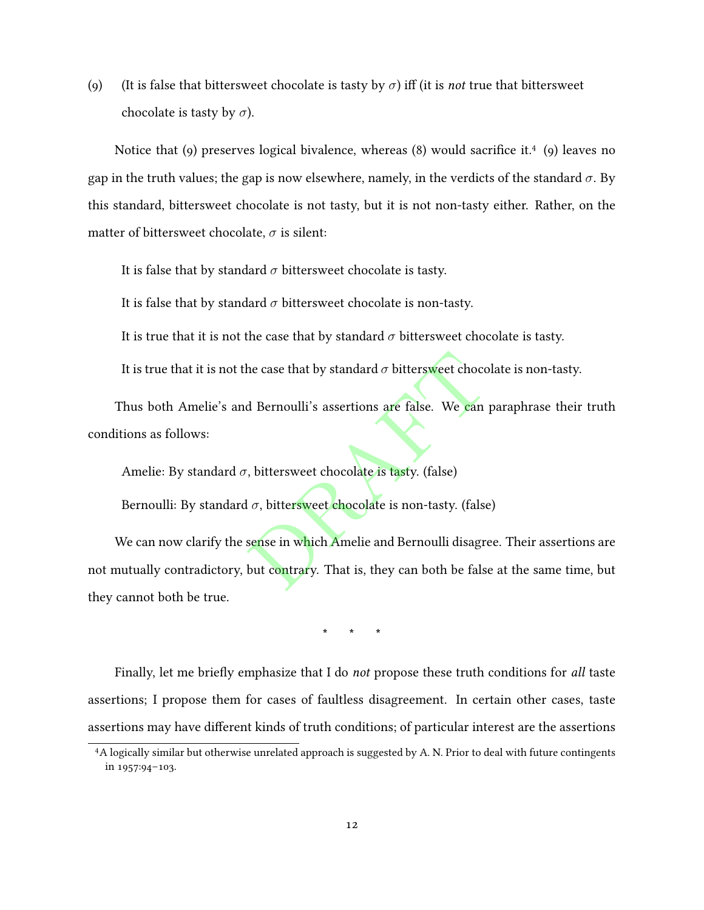(9) (It is false that bittersweet chocolate is tasty by $\sigma$) iff (it is *not* true that bittersweet chocolate is tasty by $\sigma$).

Notice that (9) preserves logical bivalence, whereas (8) would sacrifice it.[4] (9) leaves no gap in the truth values; the gap is now elsewhere, namely, in the verdicts of the standard $\sigma$. By this standard, bittersweet chocolate is not tasty, but it is not non-tasty either. Rather, on the matter of bittersweet chocolate, $\sigma$ is silent:

It is false that by standard $\sigma$ bittersweet chocolate is tasty.

It is false that by standard $\sigma$ bittersweet chocolate is non-tasty.

It is true that it is not the case that by standard $\sigma$ bittersweet chocolate is tasty.

It is true that it is not the case that by standard $\sigma$ bittersweet chocolate is non-tasty.

Thus both Amelie's and Bernoulli's assertions are false. We can paraphrase their truth conditions as follows:

Amelie: By standard $\sigma$, bittersweet chocolate is tasty. (false)

Bernoulli: By standard $\sigma$, bittersweet chocolate is non-tasty. (false)

We can now clarify the sense in which Amelie and Bernoulli disagree. Their assertions are not mutually contradictory, but contrary. That is, they can both be false at the same time, but they cannot both be true.

\* \* \*

Finally, let me briefly emphasize that I do *not* propose these truth conditions for *all* taste assertions; I propose them for cases of faultless disagreement. In certain other cases, taste assertions may have different kinds of truth conditions; of particular interest are the assertions

[4] A logically similar but otherwise unrelated approach is suggested by A. N. Prior to deal with future contingents in 1957:94–103.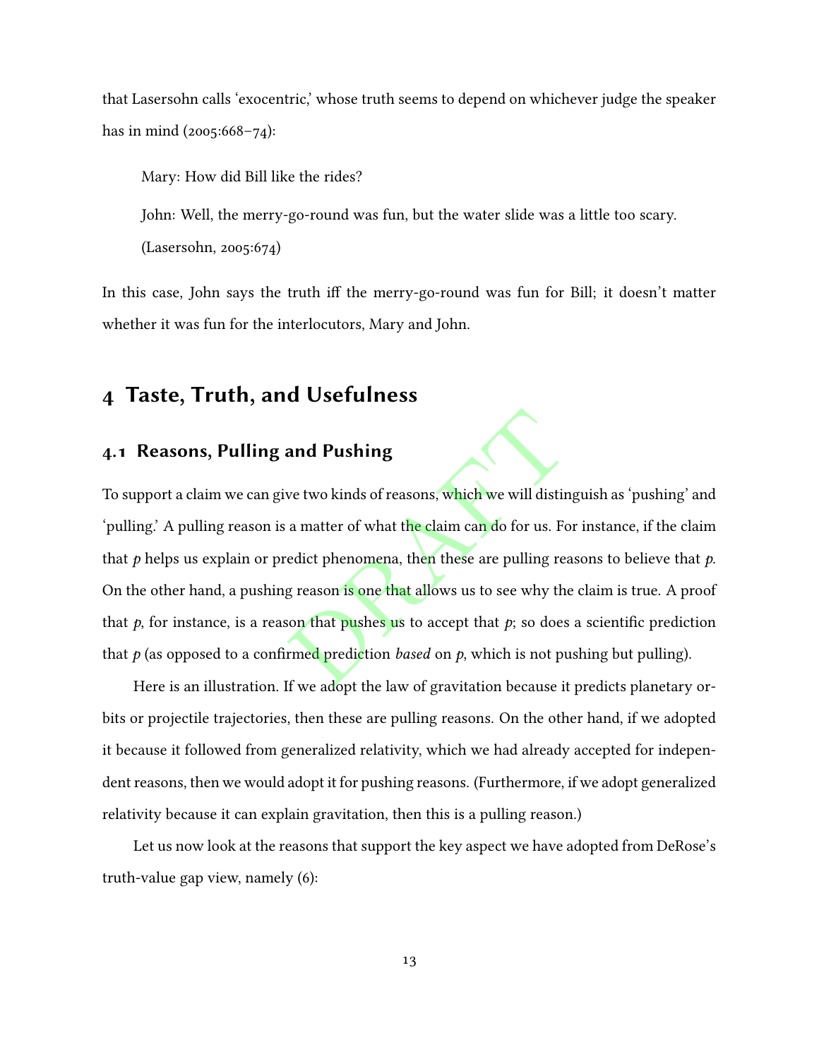that Lasersohn calls 'exocentric,' whose truth seems to depend on whichever judge the speaker has in mind (2005:668–74):

> Mary: How did Bill like the rides?
>
> John: Well, the merry-go-round was fun, but the water slide was a little too scary.
>
> (Lasersohn, 2005:674)

In this case, John says the truth iff the merry-go-round was fun for Bill; it doesn't matter whether it was fun for the interlocutors, Mary and John.

## 4 Taste, Truth, and Usefulness

### 4.1 Reasons, Pulling and Pushing

To support a claim we can give two kinds of reasons, which we will distinguish as 'pushing' and 'pulling.' A pulling reason is a matter of what the claim can do for us. For instance, if the claim that $p$ helps us explain or predict phenomena, then these are pulling reasons to believe that $p$. On the other hand, a pushing reason is one that allows us to see why the claim is true. A proof that $p$, for instance, is a reason that pushes us to accept that $p$; so does a scientific prediction that $p$ (as opposed to a confirmed prediction *based* on $p$, which is not pushing but pulling).

Here is an illustration. If we adopt the law of gravitation because it predicts planetary orbits or projectile trajectories, then these are pulling reasons. On the other hand, if we adopted it because it followed from generalized relativity, which we had already accepted for independent reasons, then we would adopt it for pushing reasons. (Furthermore, if we adopt generalized relativity because it can explain gravitation, then this is a pulling reason.)

Let us now look at the reasons that support the key aspect we have adopted from DeRose's truth-value gap view, namely (6):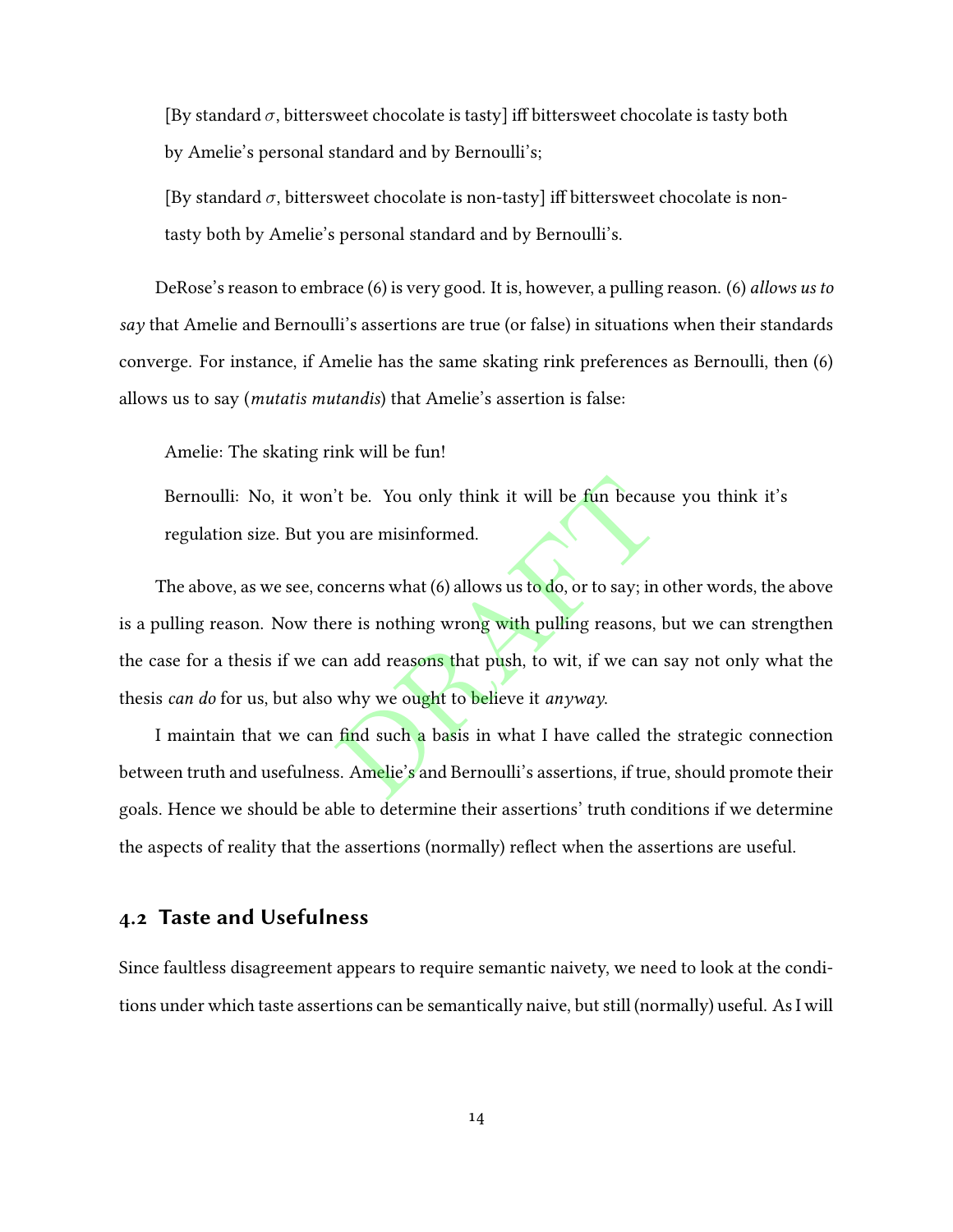[By standard $\sigma$, bittersweet chocolate is tasty] iff bittersweet chocolate is tasty both by Amelie's personal standard and by Bernoulli's;

[By standard $\sigma$, bittersweet chocolate is non-tasty] iff bittersweet chocolate is non-tasty both by Amelie's personal standard and by Bernoulli's.

DeRose's reason to embrace (6) is very good. It is, however, a pulling reason. (6) *allows us to say* that Amelie and Bernoulli's assertions are true (or false) in situations when their standards converge. For instance, if Amelie has the same skating rink preferences as Bernoulli, then (6) allows us to say (*mutatis mutandis*) that Amelie's assertion is false:

Amelie: The skating rink will be fun!

Bernoulli: No, it won't be. You only think it will be fun because you think it's regulation size. But you are misinformed.

The above, as we see, concerns what (6) allows us to do, or to say; in other words, the above is a pulling reason. Now there is nothing wrong with pulling reasons, but we can strengthen the case for a thesis if we can add reasons that push, to wit, if we can say not only what the thesis *can do* for us, but also why we ought to believe it *anyway*.

I maintain that we can find such a basis in what I have called the strategic connection between truth and usefulness. Amelie's and Bernoulli's assertions, if true, should promote their goals. Hence we should be able to determine their assertions' truth conditions if we determine the aspects of reality that the assertions (normally) reflect when the assertions are useful.

## 4.2 Taste and Usefulness

Since faultless disagreement appears to require semantic naivety, we need to look at the conditions under which taste assertions can be semantically naive, but still (normally) useful. As I will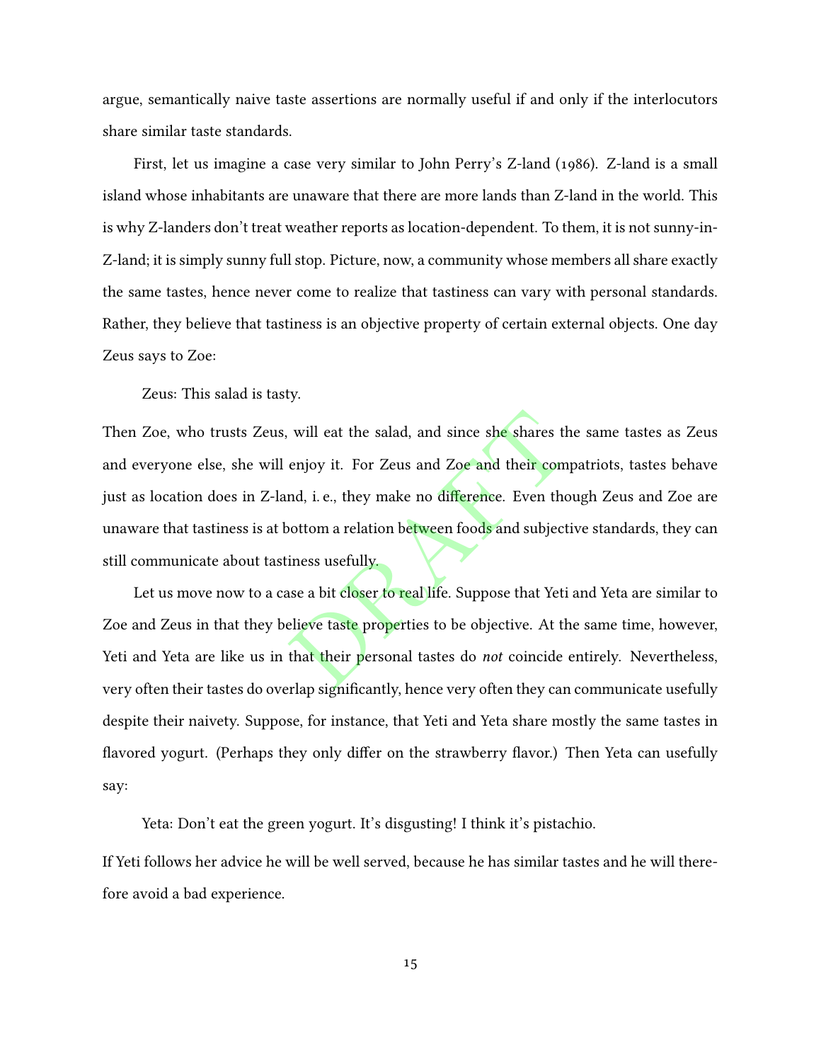argue, semantically naive taste assertions are normally useful if and only if the interlocutors share similar taste standards.

First, let us imagine a case very similar to John Perry's Z-land (1986). Z-land is a small island whose inhabitants are unaware that there are more lands than Z-land in the world. This is why Z-landers don't treat weather reports as location-dependent. To them, it is not sunny-in-Z-land; it is simply sunny full stop. Picture, now, a community whose members all share exactly the same tastes, hence never come to realize that tastiness can vary with personal standards. Rather, they believe that tastiness is an objective property of certain external objects. One day Zeus says to Zoe:

> Zeus: This salad is tasty.

Then Zoe, who trusts Zeus, will eat the salad, and since she shares the same tastes as Zeus and everyone else, she will enjoy it. For Zeus and Zoe and their compatriots, tastes behave just as location does in Z-land, i. e., they make no difference. Even though Zeus and Zoe are unaware that tastiness is at bottom a relation between foods and subjective standards, they can still communicate about tastiness usefully.

Let us move now to a case a bit closer to real life. Suppose that Yeti and Yeta are similar to Zoe and Zeus in that they believe taste properties to be objective. At the same time, however, Yeti and Yeta are like us in that their personal tastes do *not* coincide entirely. Nevertheless, very often their tastes do overlap significantly, hence very often they can communicate usefully despite their naivety. Suppose, for instance, that Yeti and Yeta share mostly the same tastes in flavored yogurt. (Perhaps they only differ on the strawberry flavor.) Then Yeta can usefully say:

> Yeta: Don't eat the green yogurt. It's disgusting! I think it's pistachio.

If Yeti follows her advice he will be well served, because he has similar tastes and he will therefore avoid a bad experience.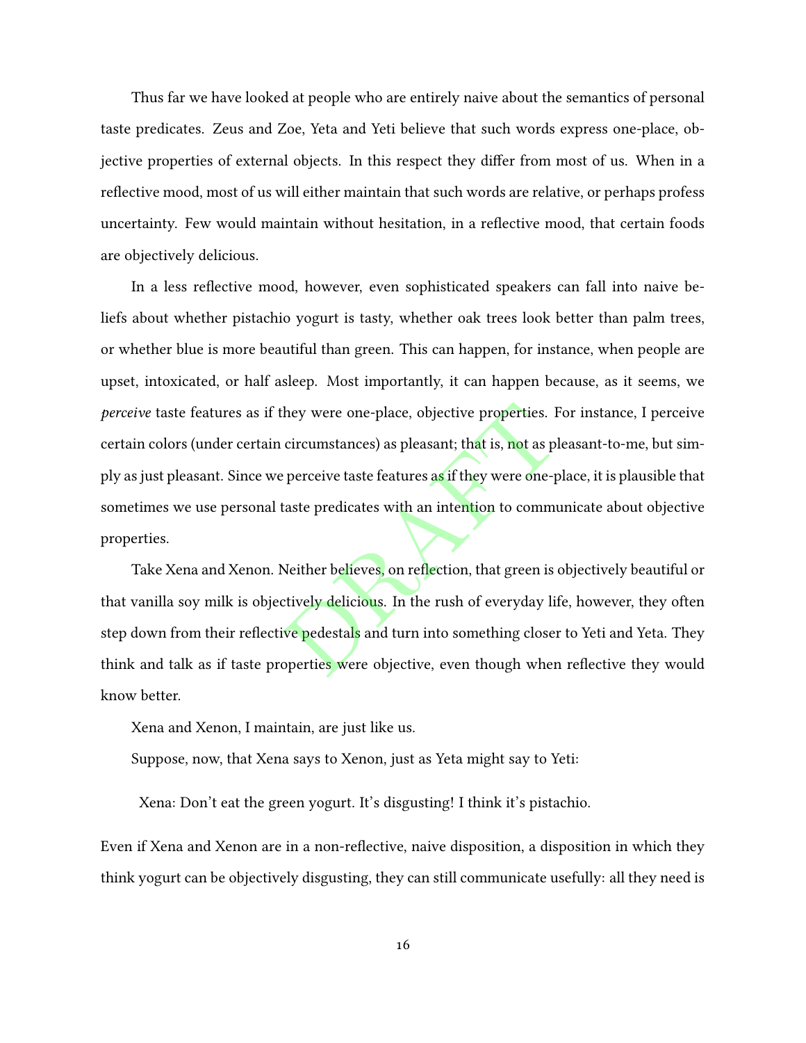Thus far we have looked at people who are entirely naive about the semantics of personal taste predicates. Zeus and Zoe, Yeta and Yeti believe that such words express one-place, objective properties of external objects. In this respect they differ from most of us. When in a reflective mood, most of us will either maintain that such words are relative, or perhaps profess uncertainty. Few would maintain without hesitation, in a reflective mood, that certain foods are objectively delicious.

In a less reflective mood, however, even sophisticated speakers can fall into naive beliefs about whether pistachio yogurt is tasty, whether oak trees look better than palm trees, or whether blue is more beautiful than green. This can happen, for instance, when people are upset, intoxicated, or half asleep. Most importantly, it can happen because, as it seems, we *perceive* taste features as if they were one-place, objective properties. For instance, I perceive certain colors (under certain circumstances) as pleasant; that is, not as pleasant-to-me, but simply as just pleasant. Since we perceive taste features as if they were one-place, it is plausible that sometimes we use personal taste predicates with an intention to communicate about objective properties.

Take Xena and Xenon. Neither believes, on reflection, that green is objectively beautiful or that vanilla soy milk is objectively delicious. In the rush of everyday life, however, they often step down from their reflective pedestals and turn into something closer to Yeti and Yeta. They think and talk as if taste properties were objective, even though when reflective they would know better.

Xena and Xenon, I maintain, are just like us.

Suppose, now, that Xena says to Xenon, just as Yeta might say to Yeti:

Xena: Don't eat the green yogurt. It's disgusting! I think it's pistachio.

Even if Xena and Xenon are in a non-reflective, naive disposition, a disposition in which they think yogurt can be objectively disgusting, they can still communicate usefully: all they need is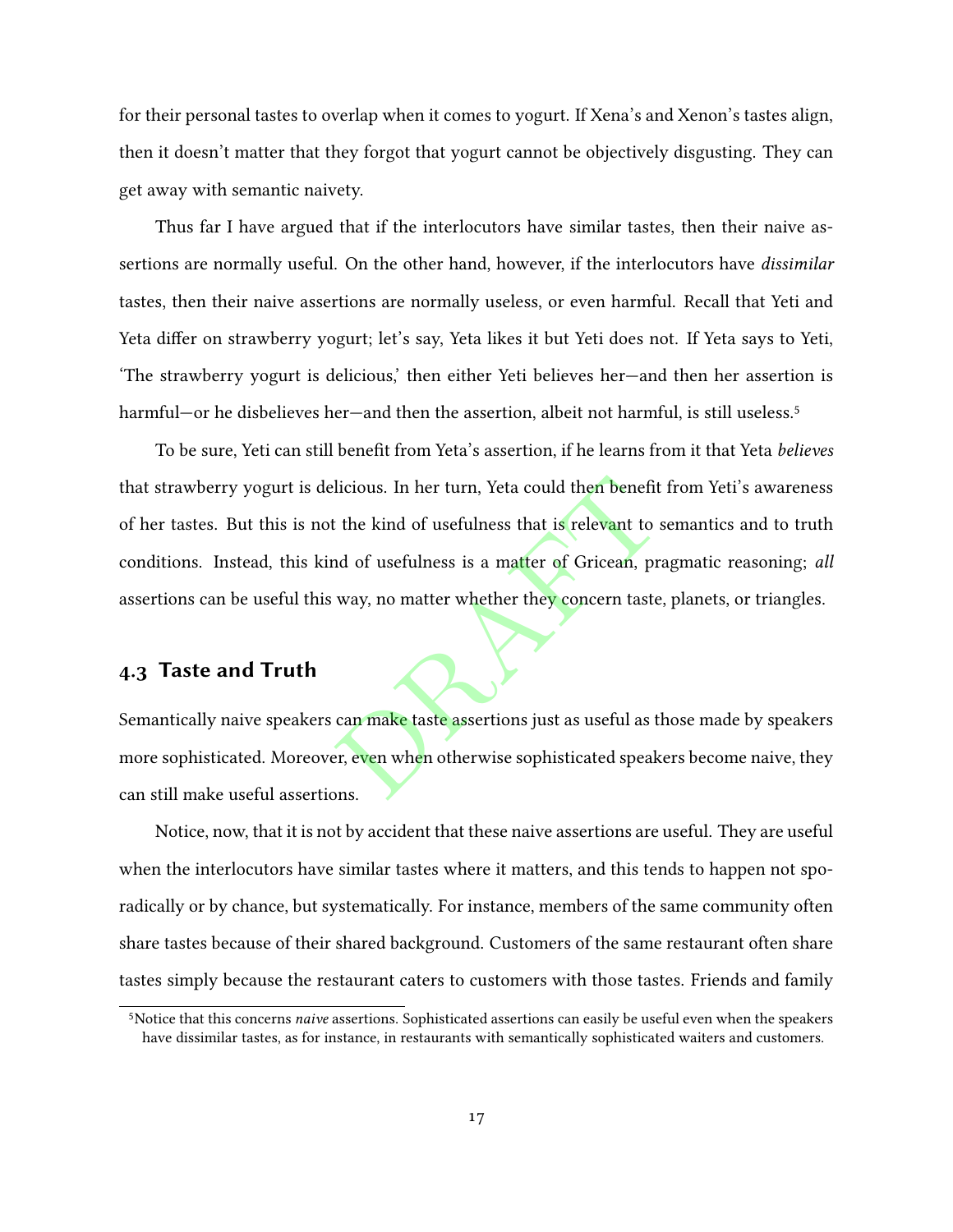for their personal tastes to overlap when it comes to yogurt. If Xena's and Xenon's tastes align, then it doesn't matter that they forgot that yogurt cannot be objectively disgusting. They can get away with semantic naivety.

Thus far I have argued that if the interlocutors have similar tastes, then their naive assertions are normally useful. On the other hand, however, if the interlocutors have *dissimilar* tastes, then their naive assertions are normally useless, or even harmful. Recall that Yeti and Yeta differ on strawberry yogurt; let's say, Yeta likes it but Yeti does not. If Yeta says to Yeti, 'The strawberry yogurt is delicious,' then either Yeti believes her—and then her assertion is harmful—or he disbelieves her—and then the assertion, albeit not harmful, is still useless.[5]

To be sure, Yeti can still benefit from Yeta's assertion, if he learns from it that Yeta *believes* that strawberry yogurt is delicious. In her turn, Yeta could then benefit from Yeti's awareness of her tastes. But this is not the kind of usefulness that is relevant to semantics and to truth conditions. Instead, this kind of usefulness is a matter of Gricean, pragmatic reasoning; *all* assertions can be useful this way, no matter whether they concern taste, planets, or triangles.

### 4.3 Taste and Truth

Semantically naive speakers can make taste assertions just as useful as those made by speakers more sophisticated. Moreover, even when otherwise sophisticated speakers become naive, they can still make useful assertions.

Notice, now, that it is not by accident that these naive assertions are useful. They are useful when the interlocutors have similar tastes where it matters, and this tends to happen not sporadically or by chance, but systematically. For instance, members of the same community often share tastes because of their shared background. Customers of the same restaurant often share tastes simply because the restaurant caters to customers with those tastes. Friends and family

[5]Notice that this concerns *naive* assertions. Sophisticated assertions can easily be useful even when the speakers have dissimilar tastes, as for instance, in restaurants with semantically sophisticated waiters and customers.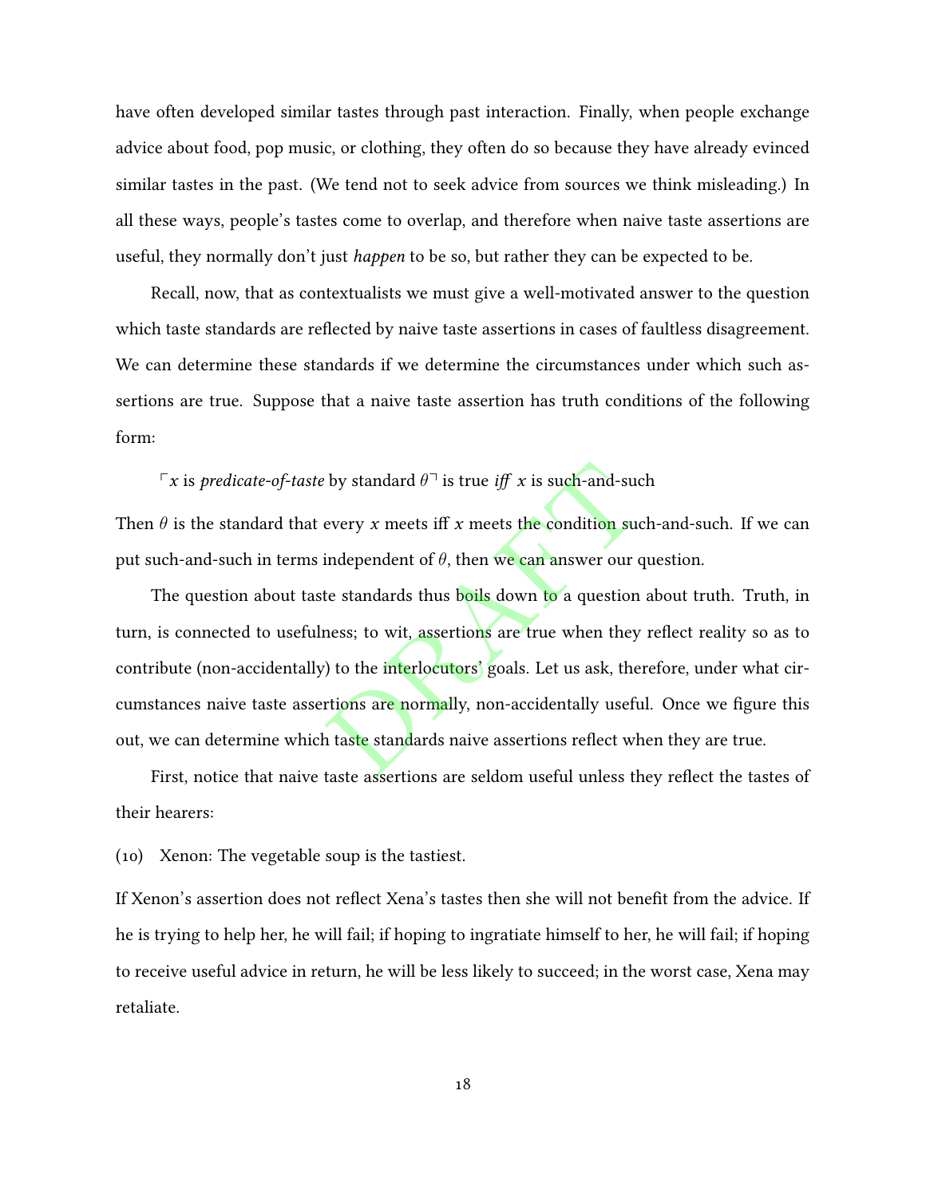have often developed similar tastes through past interaction. Finally, when people exchange advice about food, pop music, or clothing, they often do so because they have already evinced similar tastes in the past. (We tend not to seek advice from sources we think misleading.) In all these ways, people's tastes come to overlap, and therefore when naive taste assertions are useful, they normally don't just *happen* to be so, but rather they can be expected to be.

Recall, now, that as contextualists we must give a well-motivated answer to the question which taste standards are reflected by naive taste assertions in cases of faultless disagreement. We can determine these standards if we determine the circumstances under which such assertions are true. Suppose that a naive taste assertion has truth conditions of the following form:

> ⌜$x$ is *predicate-of-taste* by standard $\theta$⌝ is true *iff* $x$ is such-and-such

Then $\theta$ is the standard that every $x$ meets iff $x$ meets the condition such-and-such. If we can put such-and-such in terms independent of $\theta$, then we can answer our question.

The question about taste standards thus boils down to a question about truth. Truth, in turn, is connected to usefulness; to wit, assertions are true when they reflect reality so as to contribute (non-accidentally) to the interlocutors' goals. Let us ask, therefore, under what circumstances naive taste assertions are normally, non-accidentally useful. Once we figure this out, we can determine which taste standards naive assertions reflect when they are true.

First, notice that naive taste assertions are seldom useful unless they reflect the tastes of their hearers:

(10) Xenon: The vegetable soup is the tastiest.

If Xenon's assertion does not reflect Xena's tastes then she will not benefit from the advice. If he is trying to help her, he will fail; if hoping to ingratiate himself to her, he will fail; if hoping to receive useful advice in return, he will be less likely to succeed; in the worst case, Xena may retaliate.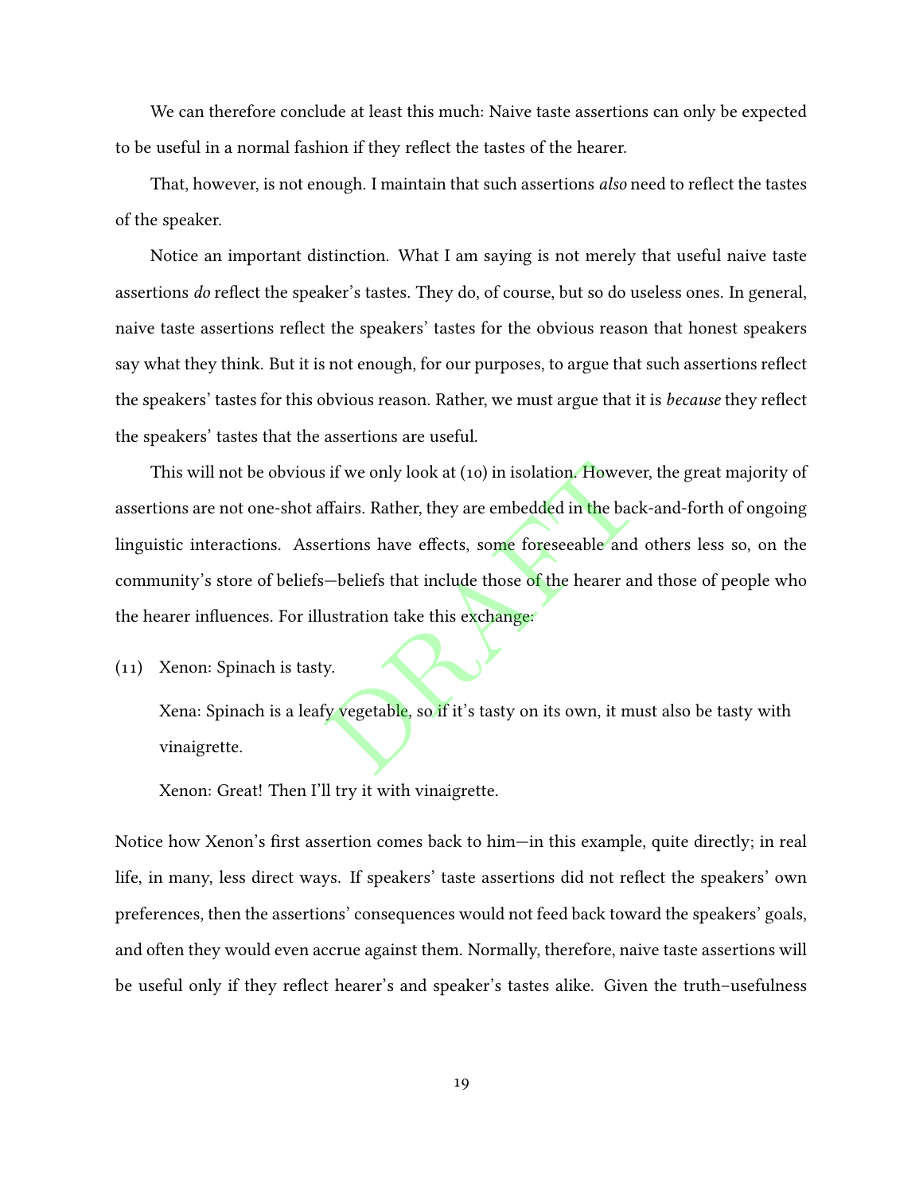We can therefore conclude at least this much: Naive taste assertions can only be expected to be useful in a normal fashion if they reflect the tastes of the hearer.

That, however, is not enough. I maintain that such assertions *also* need to reflect the tastes of the speaker.

Notice an important distinction. What I am saying is not merely that useful naive taste assertions *do* reflect the speaker's tastes. They do, of course, but so do useless ones. In general, naive taste assertions reflect the speakers' tastes for the obvious reason that honest speakers say what they think. But it is not enough, for our purposes, to argue that such assertions reflect the speakers' tastes for this obvious reason. Rather, we must argue that it is *because* they reflect the speakers' tastes that the assertions are useful.

This will not be obvious if we only look at (10) in isolation. However, the great majority of assertions are not one-shot affairs. Rather, they are embedded in the back-and-forth of ongoing linguistic interactions. Assertions have effects, some foreseeable and others less so, on the community's store of beliefs—beliefs that include those of the hearer and those of people who the hearer influences. For illustration take this exchange:

(11) Xenon: Spinach is tasty.

Xena: Spinach is a leafy vegetable, so if it's tasty on its own, it must also be tasty with vinaigrette.

Xenon: Great! Then I'll try it with vinaigrette.

Notice how Xenon's first assertion comes back to him—in this example, quite directly; in real life, in many, less direct ways. If speakers' taste assertions did not reflect the speakers' own preferences, then the assertions' consequences would not feed back toward the speakers' goals, and often they would even accrue against them. Normally, therefore, naive taste assertions will be useful only if they reflect hearer's and speaker's tastes alike. Given the truth–usefulness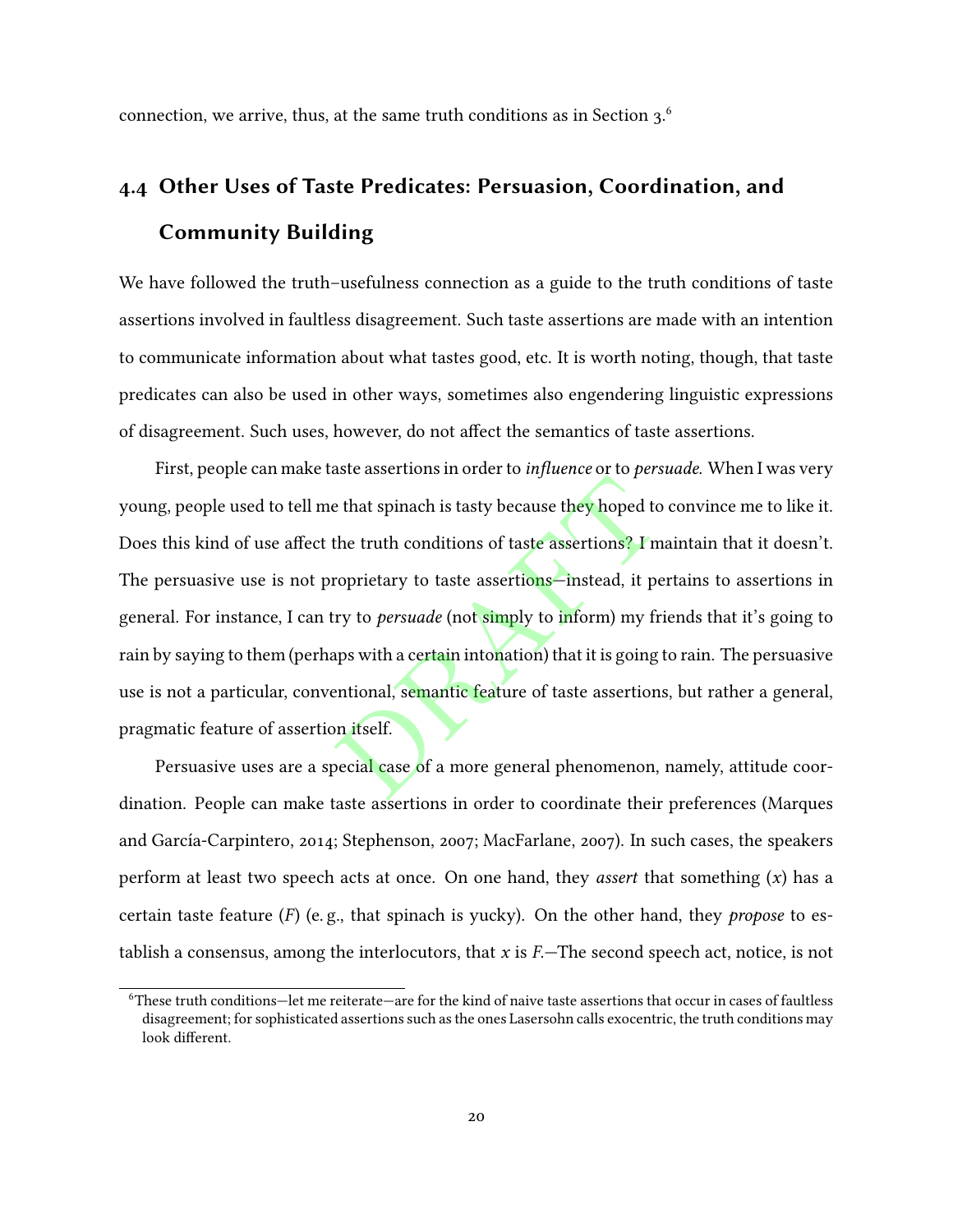connection, we arrive, thus, at the same truth conditions as in Section 3.[6]

## 4.4 Other Uses of Taste Predicates: Persuasion, Coordination, and Community Building

We have followed the truth–usefulness connection as a guide to the truth conditions of taste assertions involved in faultless disagreement. Such taste assertions are made with an intention to communicate information about what tastes good, etc. It is worth noting, though, that taste predicates can also be used in other ways, sometimes also engendering linguistic expressions of disagreement. Such uses, however, do not affect the semantics of taste assertions.

First, people can make taste assertions in order to *influence* or to *persuade*. When I was very young, people used to tell me that spinach is tasty because they hoped to convince me to like it. Does this kind of use affect the truth conditions of taste assertions? I maintain that it doesn't. The persuasive use is not proprietary to taste assertions—instead, it pertains to assertions in general. For instance, I can try to *persuade* (not simply to inform) my friends that it's going to rain by saying to them (perhaps with a certain intonation) that it is going to rain. The persuasive use is not a particular, conventional, semantic feature of taste assertions, but rather a general, pragmatic feature of assertion itself.

Persuasive uses are a special case of a more general phenomenon, namely, attitude coordination. People can make taste assertions in order to coordinate their preferences (Marques and García-Carpintero, 2014; Stephenson, 2007; MacFarlane, 2007). In such cases, the speakers perform at least two speech acts at once. On one hand, they *assert* that something ($x$) has a certain taste feature ($F$) (e. g., that spinach is yucky). On the other hand, they *propose* to establish a consensus, among the interlocutors, that $x$ is $F$.—The second speech act, notice, is not

[6] These truth conditions—let me reiterate—are for the kind of naive taste assertions that occur in cases of faultless disagreement; for sophisticated assertions such as the ones Lasersohn calls exocentric, the truth conditions may look different.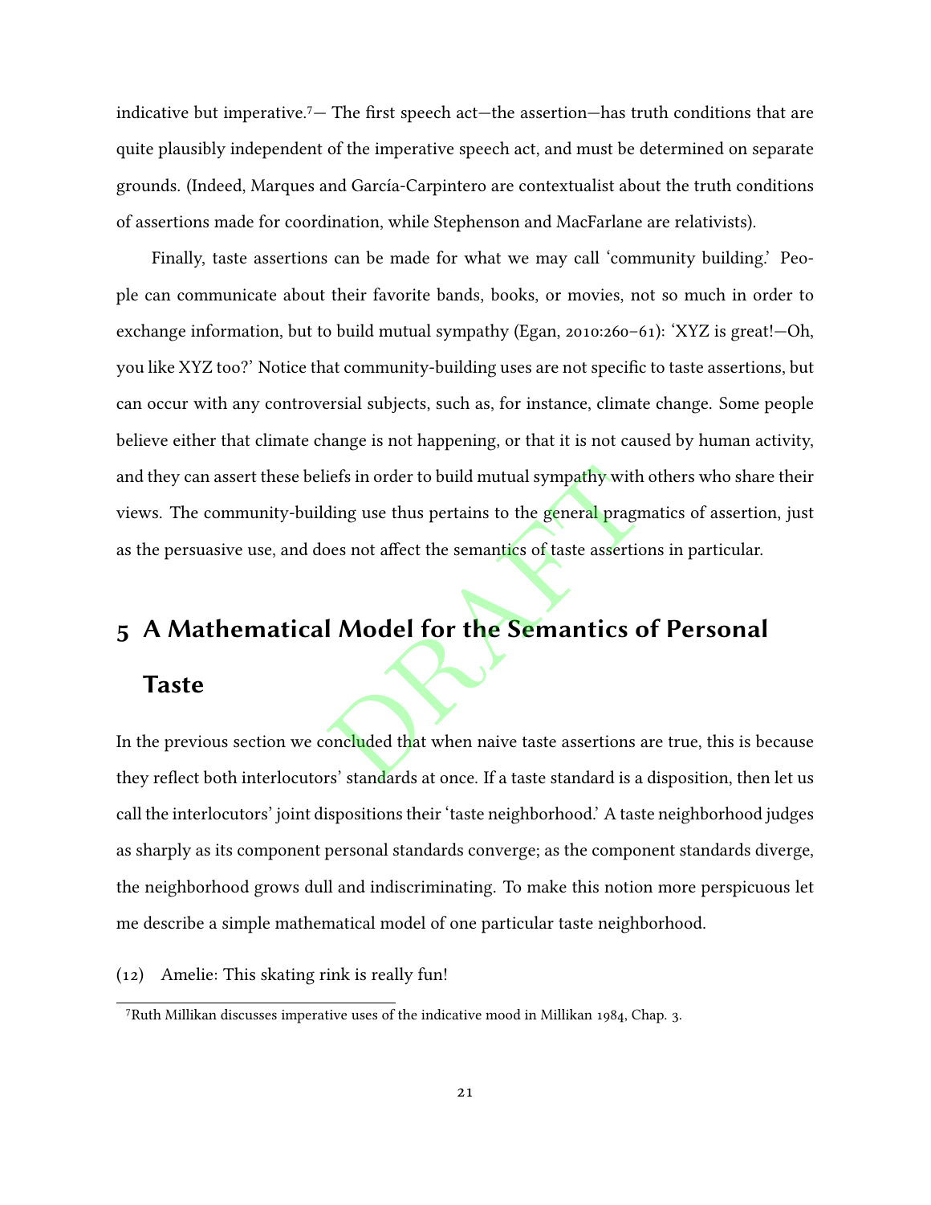indicative but imperative.[7]— The first speech act—the assertion—has truth conditions that are quite plausibly independent of the imperative speech act, and must be determined on separate grounds. (Indeed, Marques and García-Carpintero are contextualist about the truth conditions of assertions made for coordination, while Stephenson and MacFarlane are relativists).

Finally, taste assertions can be made for what we may call 'community building.' People can communicate about their favorite bands, books, or movies, not so much in order to exchange information, but to build mutual sympathy (Egan, 2010:260–61): 'XYZ is great!—Oh, you like XYZ too?' Notice that community-building uses are not specific to taste assertions, but can occur with any controversial subjects, such as, for instance, climate change. Some people believe either that climate change is not happening, or that it is not caused by human activity, and they can assert these beliefs in order to build mutual sympathy with others who share their views. The community-building use thus pertains to the general pragmatics of assertion, just as the persuasive use, and does not affect the semantics of taste assertions in particular.

# 5 A Mathematical Model for the Semantics of Personal Taste

In the previous section we concluded that when naive taste assertions are true, this is because they reflect both interlocutors' standards at once. If a taste standard is a disposition, then let us call the interlocutors' joint dispositions their 'taste neighborhood.' A taste neighborhood judges as sharply as its component personal standards converge; as the component standards diverge, the neighborhood grows dull and indiscriminating. To make this notion more perspicuous let me describe a simple mathematical model of one particular taste neighborhood.

(12) Amelie: This skating rink is really fun!

[7] Ruth Millikan discusses imperative uses of the indicative mood in Millikan 1984, Chap. 3.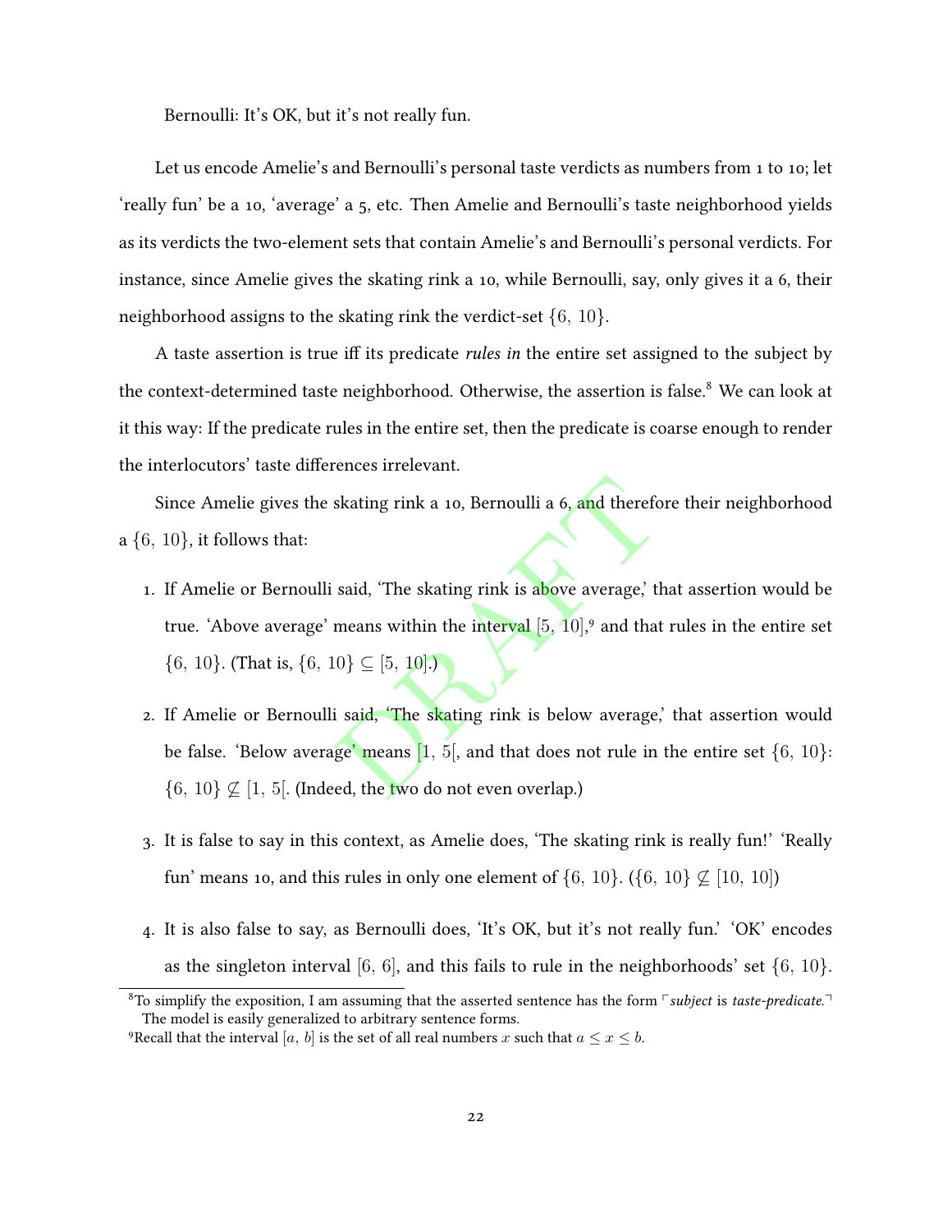Bernoulli: It's OK, but it's not really fun.

Let us encode Amelie's and Bernoulli's personal taste verdicts as numbers from 1 to 10; let 'really fun' be a 10, 'average' a 5, etc. Then Amelie and Bernoulli's taste neighborhood yields as its verdicts the two-element sets that contain Amelie's and Bernoulli's personal verdicts. For instance, since Amelie gives the skating rink a 10, while Bernoulli, say, only gives it a 6, their neighborhood assigns to the skating rink the verdict-set $\{6,\, 10\}$.

A taste assertion is true iff its predicate *rules in* the entire set assigned to the subject by the context-determined taste neighborhood. Otherwise, the assertion is false.[8] We can look at it this way: If the predicate rules in the entire set, then the predicate is coarse enough to render the interlocutors' taste differences irrelevant.

Since Amelie gives the skating rink a 10, Bernoulli a 6, and therefore their neighborhood a $\{6,\, 10\}$, it follows that:

1. If Amelie or Bernoulli said, 'The skating rink is above average,' that assertion would be true. 'Above average' means within the interval $[5,\, 10]$,[9] and that rules in the entire set $\{6,\, 10\}$. (That is, $\{6,\, 10\} \subseteq [5,\, 10]$.)

2. If Amelie or Bernoulli said, 'The skating rink is below average,' that assertion would be false. 'Below average' means $[1,\, 5[$, and that does not rule in the entire set $\{6,\, 10\}$: $\{6,\, 10\} \not\subseteq [1,\, 5[$. (Indeed, the two do not even overlap.)

3. It is false to say in this context, as Amelie does, 'The skating rink is really fun!' 'Really fun' means 10, and this rules in only one element of $\{6,\, 10\}$. ($\{6,\, 10\} \not\subseteq [10,\, 10]$)

4. It is also false to say, as Bernoulli does, 'It's OK, but it's not really fun.' 'OK' encodes as the singleton interval $[6,\, 6]$, and this fails to rule in the neighborhoods' set $\{6,\, 10\}$.

---

[8] To simplify the exposition, I am assuming that the asserted sentence has the form ⌜*subject* is *taste-predicate.*⌝ The model is easily generalized to arbitrary sentence forms.

[9] Recall that the interval $[a,\, b]$ is the set of all real numbers $x$ such that $a \leq x \leq b$.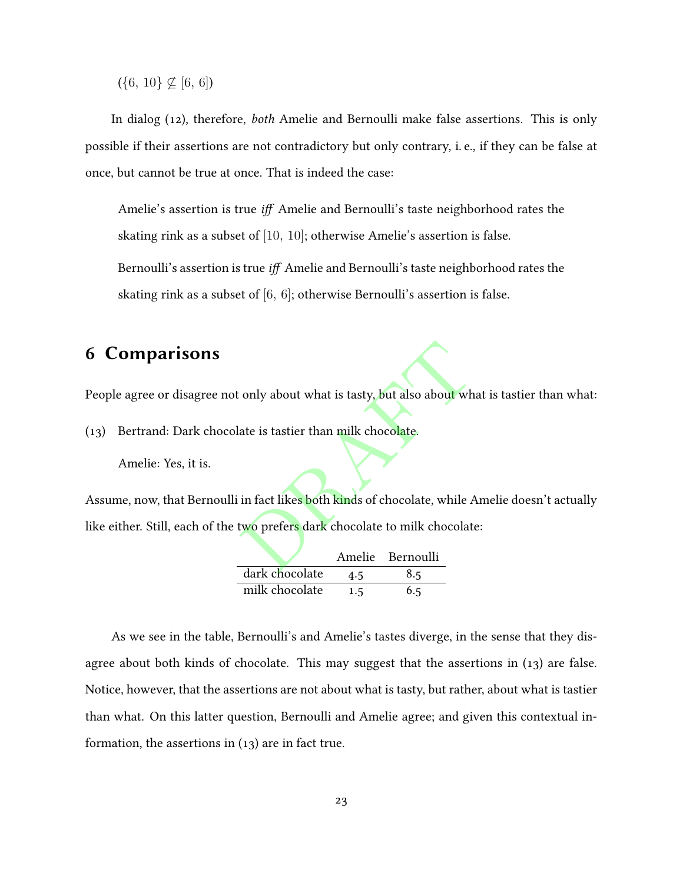$(\{6,\ 10\} \not\subseteq [6,\ 6])$

In dialog (12), therefore, *both* Amelie and Bernoulli make false assertions. This is only possible if their assertions are not contradictory but only contrary, i. e., if they can be false at once, but cannot be true at once. That is indeed the case:

> Amelie's assertion is true *iff* Amelie and Bernoulli's taste neighborhood rates the skating rink as a subset of $[10,\ 10]$; otherwise Amelie's assertion is false.
>
> Bernoulli's assertion is true *iff* Amelie and Bernoulli's taste neighborhood rates the skating rink as a subset of $[6,\ 6]$; otherwise Bernoulli's assertion is false.

## 6 Comparisons

People agree or disagree not only about what is tasty, but also about what is tastier than what:

(13) Bertrand: Dark chocolate is tastier than milk chocolate.

Amelie: Yes, it is.

Assume, now, that Bernoulli in fact likes both kinds of chocolate, while Amelie doesn't actually like either. Still, each of the two prefers dark chocolate to milk chocolate:

| | Amelie | Bernoulli |
|---|---|---|
| dark chocolate | 4.5 | 8.5 |
| milk chocolate | 1.5 | 6.5 |

As we see in the table, Bernoulli's and Amelie's tastes diverge, in the sense that they disagree about both kinds of chocolate. This may suggest that the assertions in (13) are false. Notice, however, that the assertions are not about what is tasty, but rather, about what is tastier than what. On this latter question, Bernoulli and Amelie agree; and given this contextual information, the assertions in (13) are in fact true.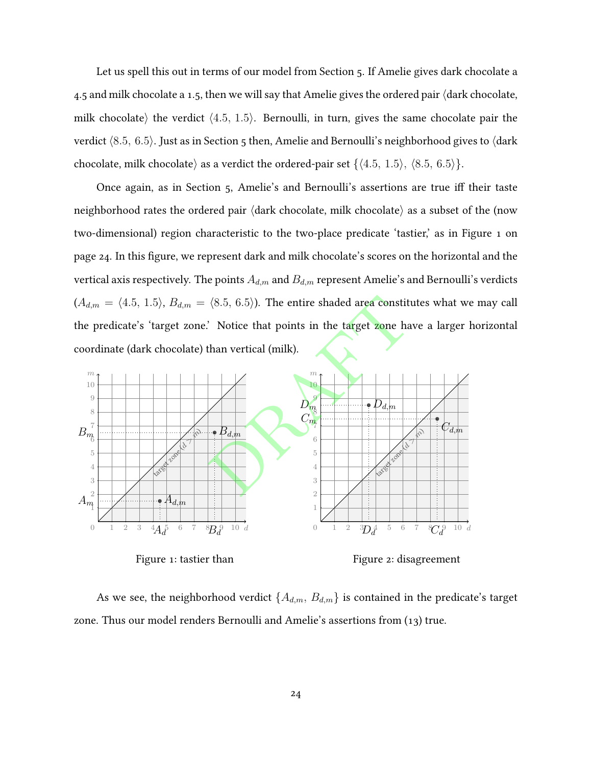Let us spell this out in terms of our model from Section 5. If Amelie gives dark chocolate a 4.5 and milk chocolate a 1.5, then we will say that Amelie gives the ordered pair ⟨dark chocolate, milk chocolate⟩ the verdict $\langle 4.5,\ 1.5\rangle$. Bernoulli, in turn, gives the same chocolate pair the verdict $\langle 8.5,\ 6.5\rangle$. Just as in Section 5 then, Amelie and Bernoulli's neighborhood gives to ⟨dark chocolate, milk chocolate⟩ as a verdict the ordered-pair set $\{\langle 4.5,\ 1.5\rangle,\ \langle 8.5,\ 6.5\rangle\}$.

Once again, as in Section 5, Amelie's and Bernoulli's assertions are true iff their taste neighborhood rates the ordered pair ⟨dark chocolate, milk chocolate⟩ as a subset of the (now two-dimensional) region characteristic to the two-place predicate 'tastier,' as in Figure 1 on page 24. In this figure, we represent dark and milk chocolate's scores on the horizontal and the vertical axis respectively. The points $A_{d,m}$ and $B_{d,m}$ represent Amelie's and Bernoulli's verdicts ($A_{d,m} = \langle 4.5,\ 1.5\rangle$, $B_{d,m} = \langle 8.5,\ 6.5\rangle$). The entire shaded area constitutes what we may call the predicate's 'target zone.' Notice that points in the target zone have a larger horizontal coordinate (dark chocolate) than vertical (milk).

Figure 1: tastier than

Figure 2: disagreement

As we see, the neighborhood verdict $\{A_{d,m},\ B_{d,m}\}$ is contained in the predicate's target zone. Thus our model renders Bernoulli and Amelie's assertions from (13) true.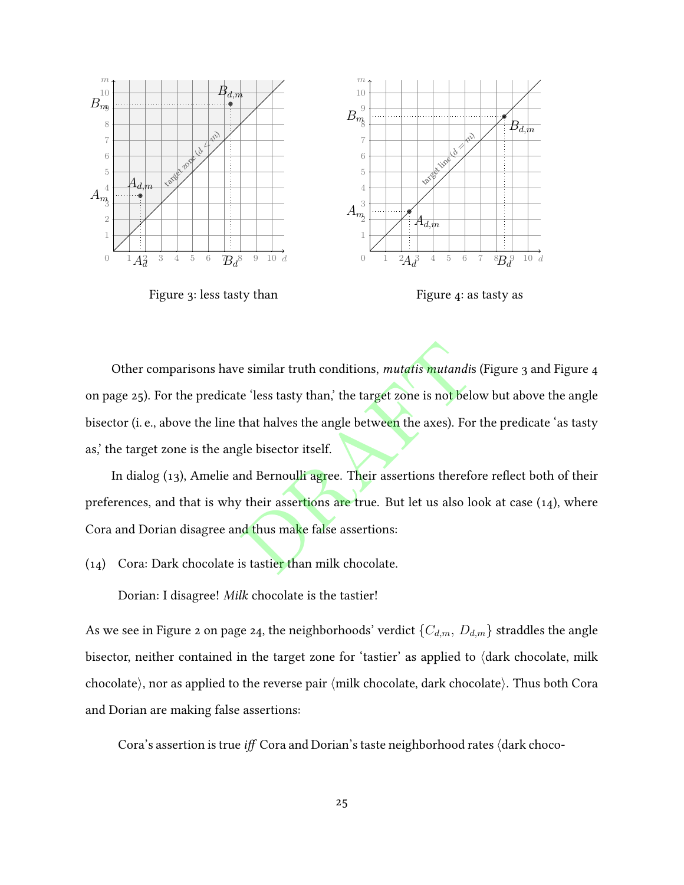Figure 3: less tasty than

Figure 4: as tasty as

Other comparisons have similar truth conditions, *mutatis mutandis* (Figure 3 and Figure 4 on page 25). For the predicate 'less tasty than,' the target zone is not below but above the angle bisector (i. e., above the line that halves the angle between the axes). For the predicate 'as tasty as,' the target zone is the angle bisector itself.

In dialog (13), Amelie and Bernoulli agree. Their assertions therefore reflect both of their preferences, and that is why their assertions are true. But let us also look at case (14), where Cora and Dorian disagree and thus make false assertions:

(14) Cora: Dark chocolate is tastier than milk chocolate.

Dorian: I disagree! *Milk* chocolate is the tastier!

As we see in Figure 2 on page 24, the neighborhoods' verdict $\{C_{d,m},\ D_{d,m}\}$ straddles the angle bisector, neither contained in the target zone for 'tastier' as applied to ⟨dark chocolate, milk chocolate⟩, nor as applied to the reverse pair ⟨milk chocolate, dark chocolate⟩. Thus both Cora and Dorian are making false assertions:

Cora's assertion is true *iff* Cora and Dorian's taste neighborhood rates ⟨dark choco-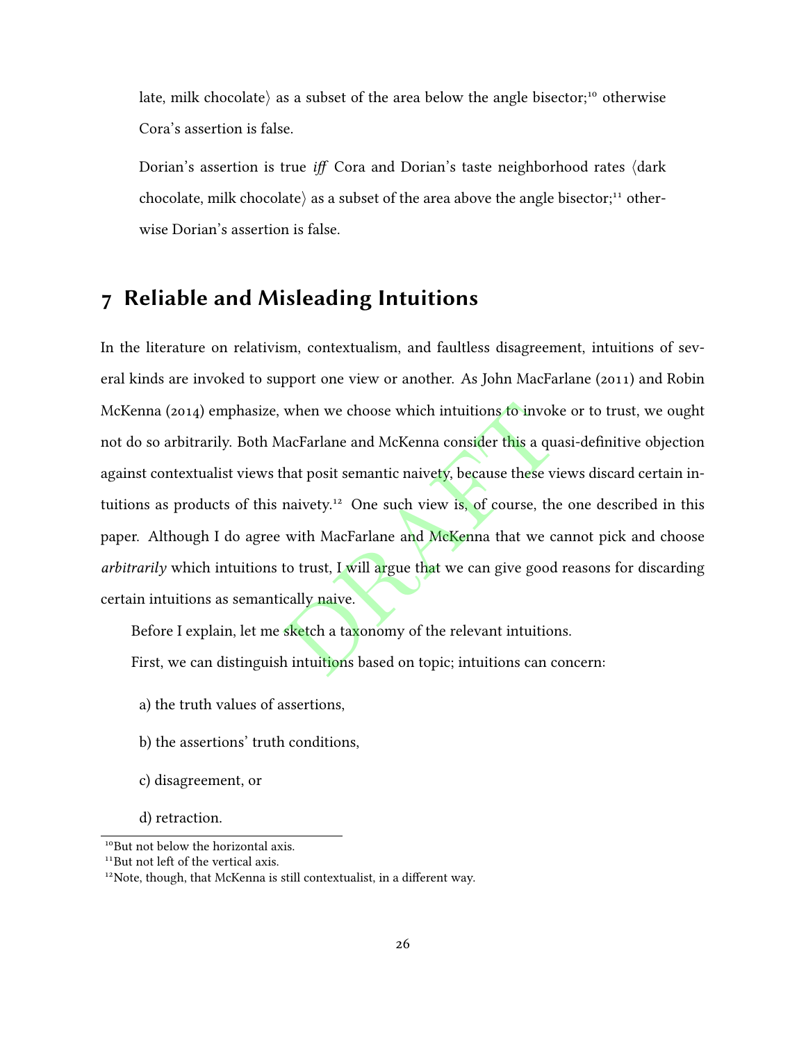late, milk chocolate⟩ as a subset of the area below the angle bisector;[10] otherwise Cora's assertion is false.

Dorian's assertion is true *iff* Cora and Dorian's taste neighborhood rates ⟨dark chocolate, milk chocolate⟩ as a subset of the area above the angle bisector;[11] otherwise Dorian's assertion is false.

## 7 Reliable and Misleading Intuitions

In the literature on relativism, contextualism, and faultless disagreement, intuitions of several kinds are invoked to support one view or another. As John MacFarlane (2011) and Robin McKenna (2014) emphasize, when we choose which intuitions to invoke or to trust, we ought not do so arbitrarily. Both MacFarlane and McKenna consider this a quasi-definitive objection against contextualist views that posit semantic naivety, because these views discard certain intuitions as products of this naivety.[12] One such view is, of course, the one described in this paper. Although I do agree with MacFarlane and McKenna that we cannot pick and choose *arbitrarily* which intuitions to trust, I will argue that we can give good reasons for discarding certain intuitions as semantically naive.

Before I explain, let me sketch a taxonomy of the relevant intuitions.

First, we can distinguish intuitions based on topic; intuitions can concern:

a) the truth values of assertions,

b) the assertions' truth conditions,

c) disagreement, or

d) retraction.

---

[10] But not below the horizontal axis.

[11] But not left of the vertical axis.

[12] Note, though, that McKenna is still contextualist, in a different way.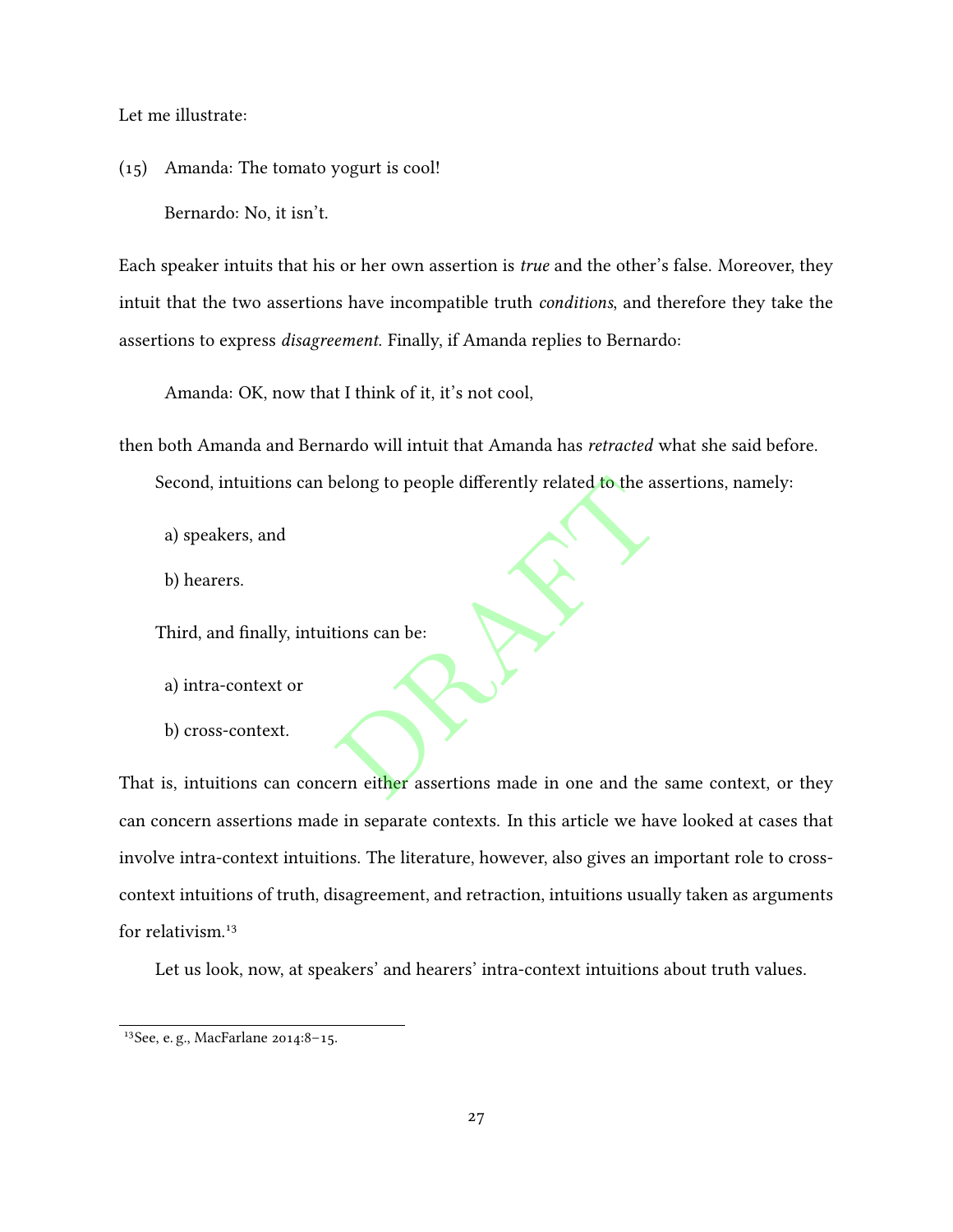Let me illustrate:

(15) Amanda: The tomato yogurt is cool!

Bernardo: No, it isn't.

Each speaker intuits that his or her own assertion is *true* and the other's false. Moreover, they intuit that the two assertions have incompatible truth *conditions*, and therefore they take the assertions to express *disagreement*. Finally, if Amanda replies to Bernardo:

Amanda: OK, now that I think of it, it's not cool,

then both Amanda and Bernardo will intuit that Amanda has *retracted* what she said before.

Second, intuitions can belong to people differently related to the assertions, namely:

a) speakers, and

b) hearers.

Third, and finally, intuitions can be:

a) intra-context or

b) cross-context.

That is, intuitions can concern either assertions made in one and the same context, or they can concern assertions made in separate contexts. In this article we have looked at cases that involve intra-context intuitions. The literature, however, also gives an important role to cross-context intuitions of truth, disagreement, and retraction, intuitions usually taken as arguments for relativism.[13]

Let us look, now, at speakers' and hearers' intra-context intuitions about truth values.

[13] See, e. g., MacFarlane 2014:8–15.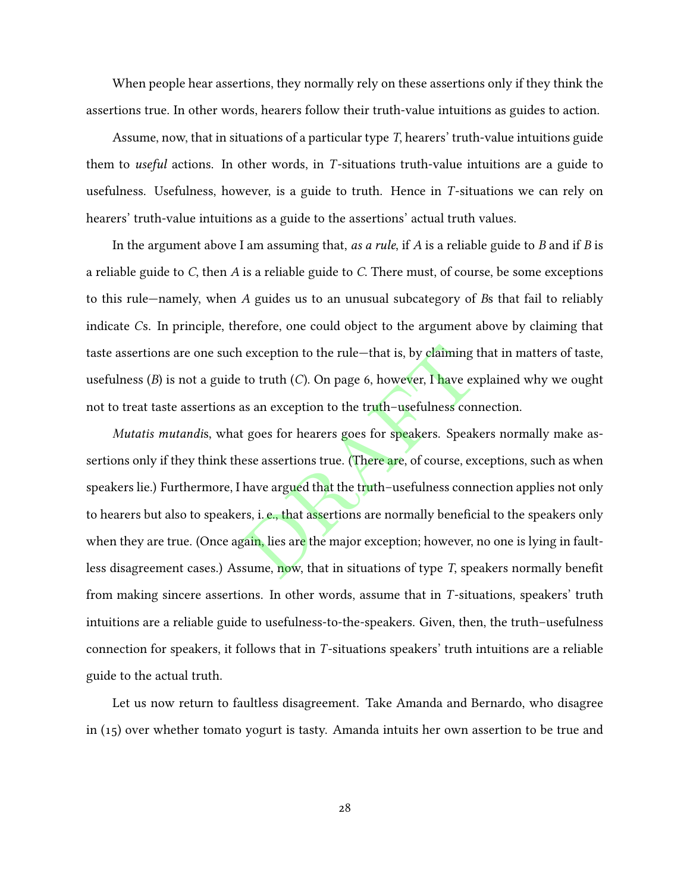When people hear assertions, they normally rely on these assertions only if they think the assertions true. In other words, hearers follow their truth-value intuitions as guides to action.

Assume, now, that in situations of a particular type *T*, hearers' truth-value intuitions guide them to *useful* actions. In other words, in *T*-situations truth-value intuitions are a guide to usefulness. Usefulness, however, is a guide to truth. Hence in *T*-situations we can rely on hearers' truth-value intuitions as a guide to the assertions' actual truth values.

In the argument above I am assuming that, *as a rule*, if *A* is a reliable guide to *B* and if *B* is a reliable guide to *C*, then *A* is a reliable guide to *C*. There must, of course, be some exceptions to this rule—namely, when *A* guides us to an unusual subcategory of *B*s that fail to reliably indicate *C*s. In principle, therefore, one could object to the argument above by claiming that taste assertions are one such exception to the rule—that is, by claiming that in matters of taste, usefulness (*B*) is not a guide to truth (*C*). On page 6, however, I have explained why we ought not to treat taste assertions as an exception to the truth–usefulness connection.

*Mutatis mutandi*s, what goes for hearers goes for speakers. Speakers normally make assertions only if they think these assertions true. (There are, of course, exceptions, such as when speakers lie.) Furthermore, I have argued that the truth–usefulness connection applies not only to hearers but also to speakers, i. e., that assertions are normally beneficial to the speakers only when they are true. (Once again, lies are the major exception; however, no one is lying in faultless disagreement cases.) Assume, now, that in situations of type *T*, speakers normally benefit from making sincere assertions. In other words, assume that in *T*-situations, speakers' truth intuitions are a reliable guide to usefulness-to-the-speakers. Given, then, the truth–usefulness connection for speakers, it follows that in *T*-situations speakers' truth intuitions are a reliable guide to the actual truth.

Let us now return to faultless disagreement. Take Amanda and Bernardo, who disagree in (15) over whether tomato yogurt is tasty. Amanda intuits her own assertion to be true and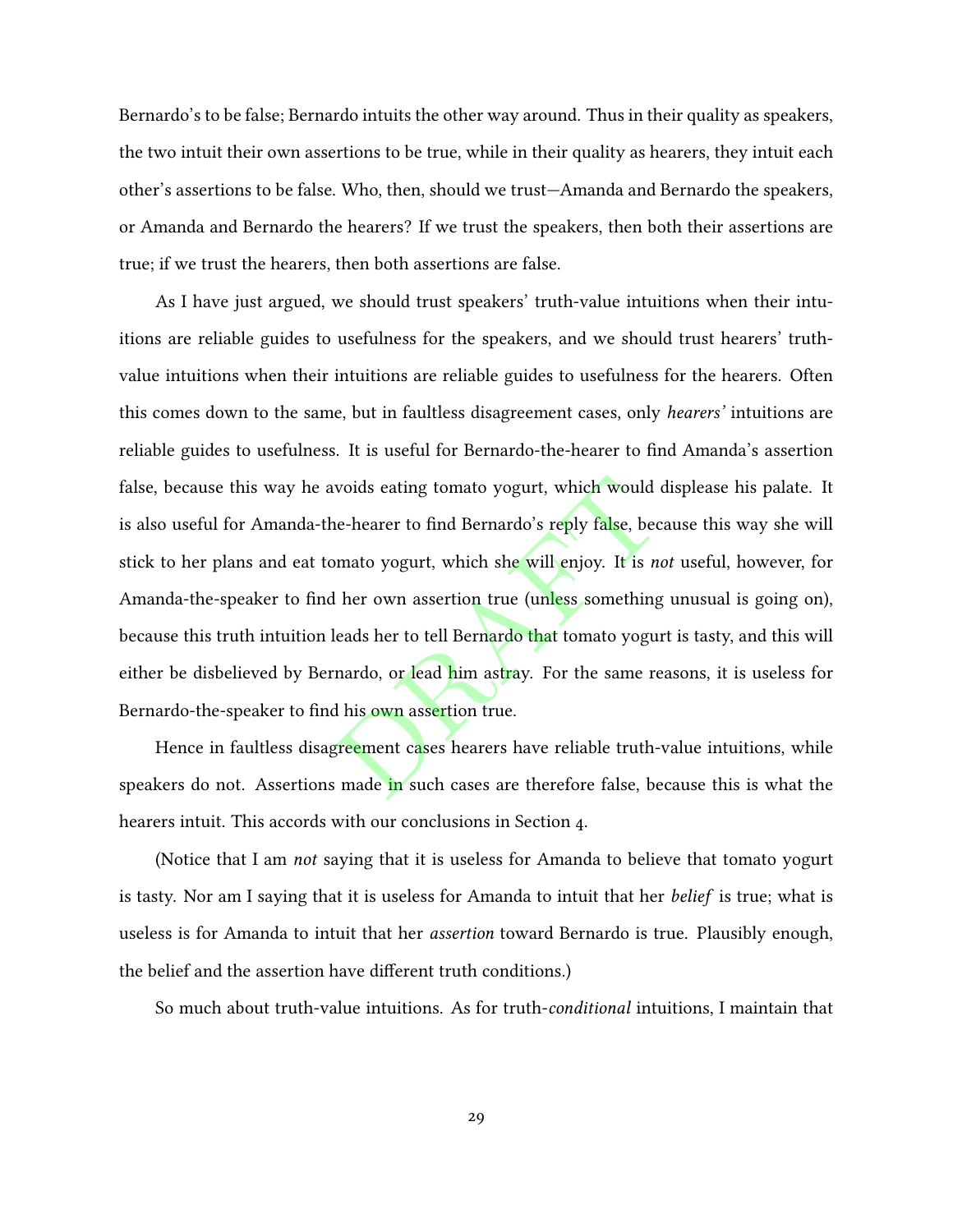Bernardo's to be false; Bernardo intuits the other way around. Thus in their quality as speakers, the two intuit their own assertions to be true, while in their quality as hearers, they intuit each other's assertions to be false. Who, then, should we trust—Amanda and Bernardo the speakers, or Amanda and Bernardo the hearers? If we trust the speakers, then both their assertions are true; if we trust the hearers, then both assertions are false.

As I have just argued, we should trust speakers' truth-value intuitions when their intuitions are reliable guides to usefulness for the speakers, and we should trust hearers' truth-value intuitions when their intuitions are reliable guides to usefulness for the hearers. Often this comes down to the same, but in faultless disagreement cases, only *hearers'* intuitions are reliable guides to usefulness. It is useful for Bernardo-the-hearer to find Amanda's assertion false, because this way he avoids eating tomato yogurt, which would displease his palate. It is also useful for Amanda-the-hearer to find Bernardo's reply false, because this way she will stick to her plans and eat tomato yogurt, which she will enjoy. It is *not* useful, however, for Amanda-the-speaker to find her own assertion true (unless something unusual is going on), because this truth intuition leads her to tell Bernardo that tomato yogurt is tasty, and this will either be disbelieved by Bernardo, or lead him astray. For the same reasons, it is useless for Bernardo-the-speaker to find his own assertion true.

Hence in faultless disagreement cases hearers have reliable truth-value intuitions, while speakers do not. Assertions made in such cases are therefore false, because this is what the hearers intuit. This accords with our conclusions in Section 4.

(Notice that I am *not* saying that it is useless for Amanda to believe that tomato yogurt is tasty. Nor am I saying that it is useless for Amanda to intuit that her *belief* is true; what is useless is for Amanda to intuit that her *assertion* toward Bernardo is true. Plausibly enough, the belief and the assertion have different truth conditions.)

So much about truth-value intuitions. As for truth-*conditional* intuitions, I maintain that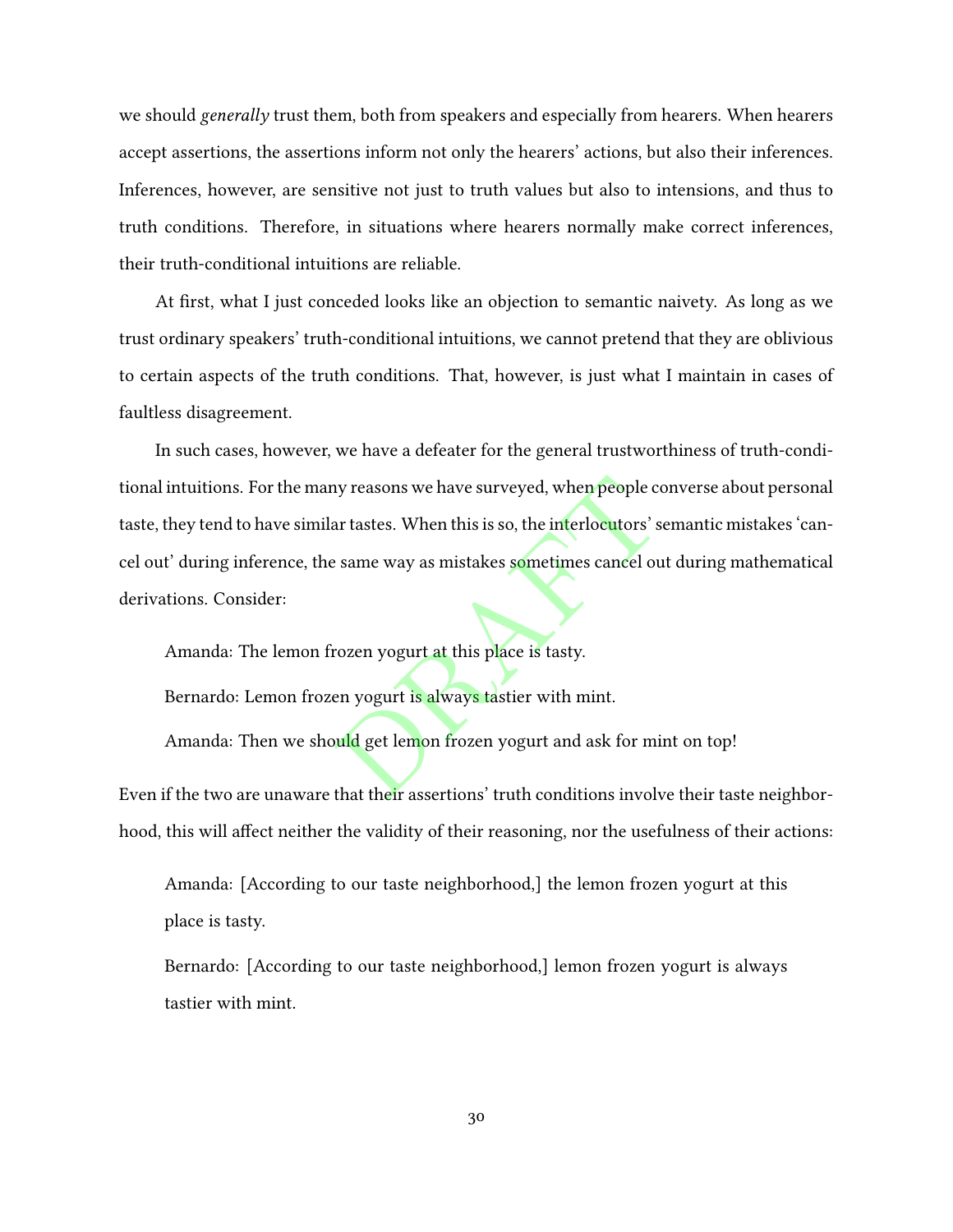we should *generally* trust them, both from speakers and especially from hearers. When hearers accept assertions, the assertions inform not only the hearers' actions, but also their inferences. Inferences, however, are sensitive not just to truth values but also to intensions, and thus to truth conditions. Therefore, in situations where hearers normally make correct inferences, their truth-conditional intuitions are reliable.

At first, what I just conceded looks like an objection to semantic naivety. As long as we trust ordinary speakers' truth-conditional intuitions, we cannot pretend that they are oblivious to certain aspects of the truth conditions. That, however, is just what I maintain in cases of faultless disagreement.

In such cases, however, we have a defeater for the general trustworthiness of truth-conditional intuitions. For the many reasons we have surveyed, when people converse about personal taste, they tend to have similar tastes. When this is so, the interlocutors' semantic mistakes 'cancel out' during inference, the same way as mistakes sometimes cancel out during mathematical derivations. Consider:

> Amanda: The lemon frozen yogurt at this place is tasty.
>
> Bernardo: Lemon frozen yogurt is always tastier with mint.
>
> Amanda: Then we should get lemon frozen yogurt and ask for mint on top!

Even if the two are unaware that their assertions' truth conditions involve their taste neighborhood, this will affect neither the validity of their reasoning, nor the usefulness of their actions:

> Amanda: [According to our taste neighborhood,] the lemon frozen yogurt at this place is tasty.
>
> Bernardo: [According to our taste neighborhood,] lemon frozen yogurt is always tastier with mint.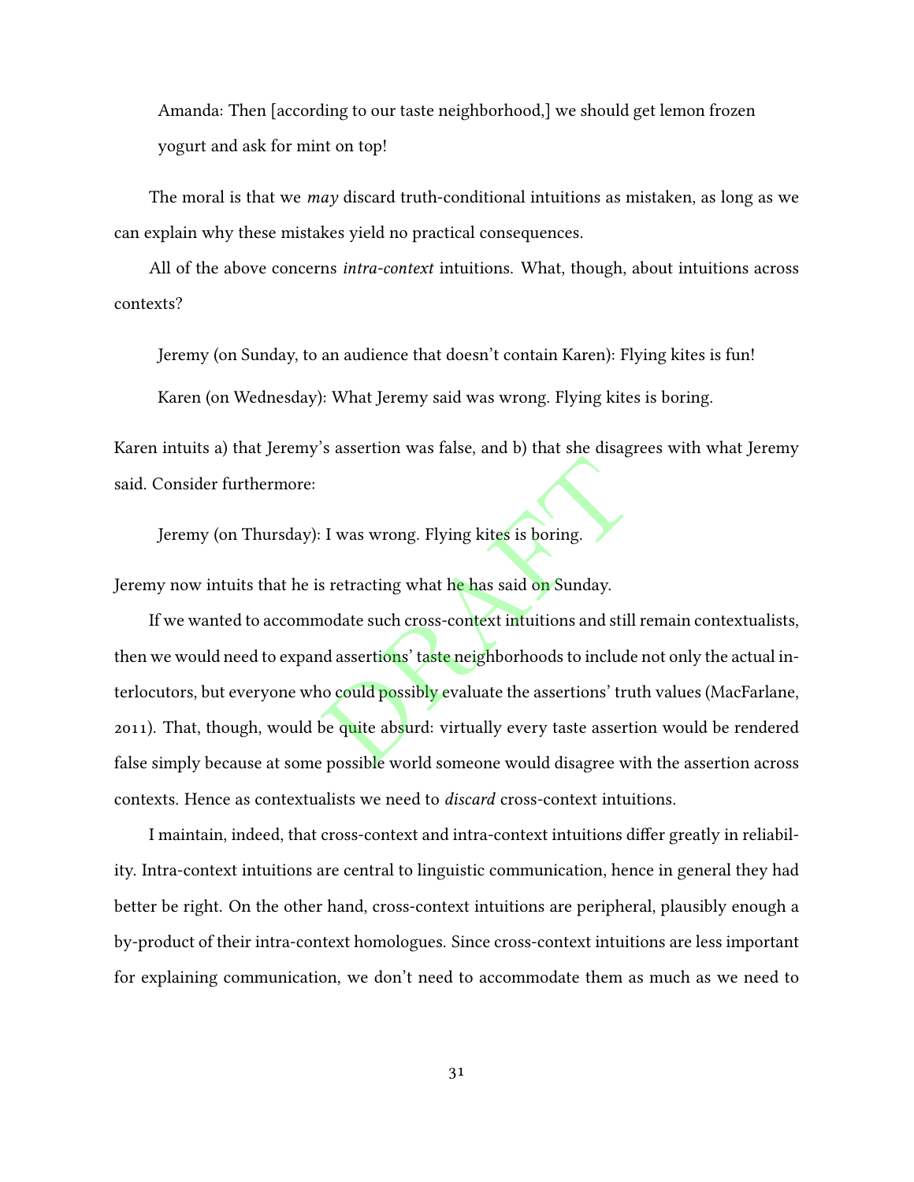Amanda: Then [according to our taste neighborhood,] we should get lemon frozen yogurt and ask for mint on top!

The moral is that we *may* discard truth-conditional intuitions as mistaken, as long as we can explain why these mistakes yield no practical consequences.

All of the above concerns *intra-context* intuitions. What, though, about intuitions across contexts?

Jeremy (on Sunday, to an audience that doesn't contain Karen): Flying kites is fun!

Karen (on Wednesday): What Jeremy said was wrong. Flying kites is boring.

Karen intuits a) that Jeremy's assertion was false, and b) that she disagrees with what Jeremy said. Consider furthermore:

Jeremy (on Thursday): I was wrong. Flying kites is boring.

Jeremy now intuits that he is retracting what he has said on Sunday.

If we wanted to accommodate such cross-context intuitions and still remain contextualists, then we would need to expand assertions' taste neighborhoods to include not only the actual interlocutors, but everyone who could possibly evaluate the assertions' truth values (MacFarlane, 2011). That, though, would be quite absurd: virtually every taste assertion would be rendered false simply because at some possible world someone would disagree with the assertion across contexts. Hence as contextualists we need to *discard* cross-context intuitions.

I maintain, indeed, that cross-context and intra-context intuitions differ greatly in reliability. Intra-context intuitions are central to linguistic communication, hence in general they had better be right. On the other hand, cross-context intuitions are peripheral, plausibly enough a by-product of their intra-context homologues. Since cross-context intuitions are less important for explaining communication, we don't need to accommodate them as much as we need to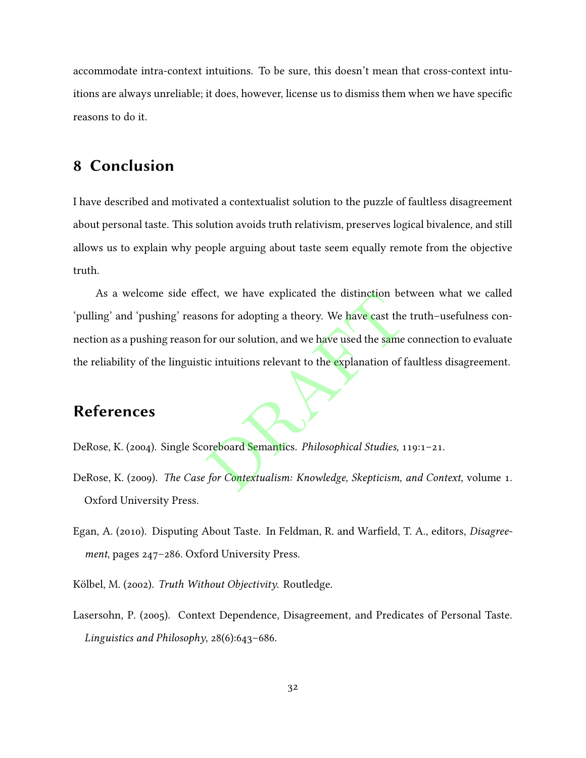accommodate intra-context intuitions. To be sure, this doesn't mean that cross-context intuitions are always unreliable; it does, however, license us to dismiss them when we have specific reasons to do it.

## 8 Conclusion

I have described and motivated a contextualist solution to the puzzle of faultless disagreement about personal taste. This solution avoids truth relativism, preserves logical bivalence, and still allows us to explain why people arguing about taste seem equally remote from the objective truth.

As a welcome side effect, we have explicated the distinction between what we called 'pulling' and 'pushing' reasons for adopting a theory. We have cast the truth–usefulness connection as a pushing reason for our solution, and we have used the same connection to evaluate the reliability of the linguistic intuitions relevant to the explanation of faultless disagreement.

## References

DeRose, K. (2004). Single Scoreboard Semantics. *Philosophical Studies*, 119:1–21.

DeRose, K. (2009). *The Case for Contextualism: Knowledge, Skepticism, and Context*, volume 1. Oxford University Press.

Egan, A. (2010). Disputing About Taste. In Feldman, R. and Warfield, T. A., editors, *Disagreement*, pages 247–286. Oxford University Press.

Kölbel, M. (2002). *Truth Without Objectivity*. Routledge.

Lasersohn, P. (2005). Context Dependence, Disagreement, and Predicates of Personal Taste. *Linguistics and Philosophy*, 28(6):643–686.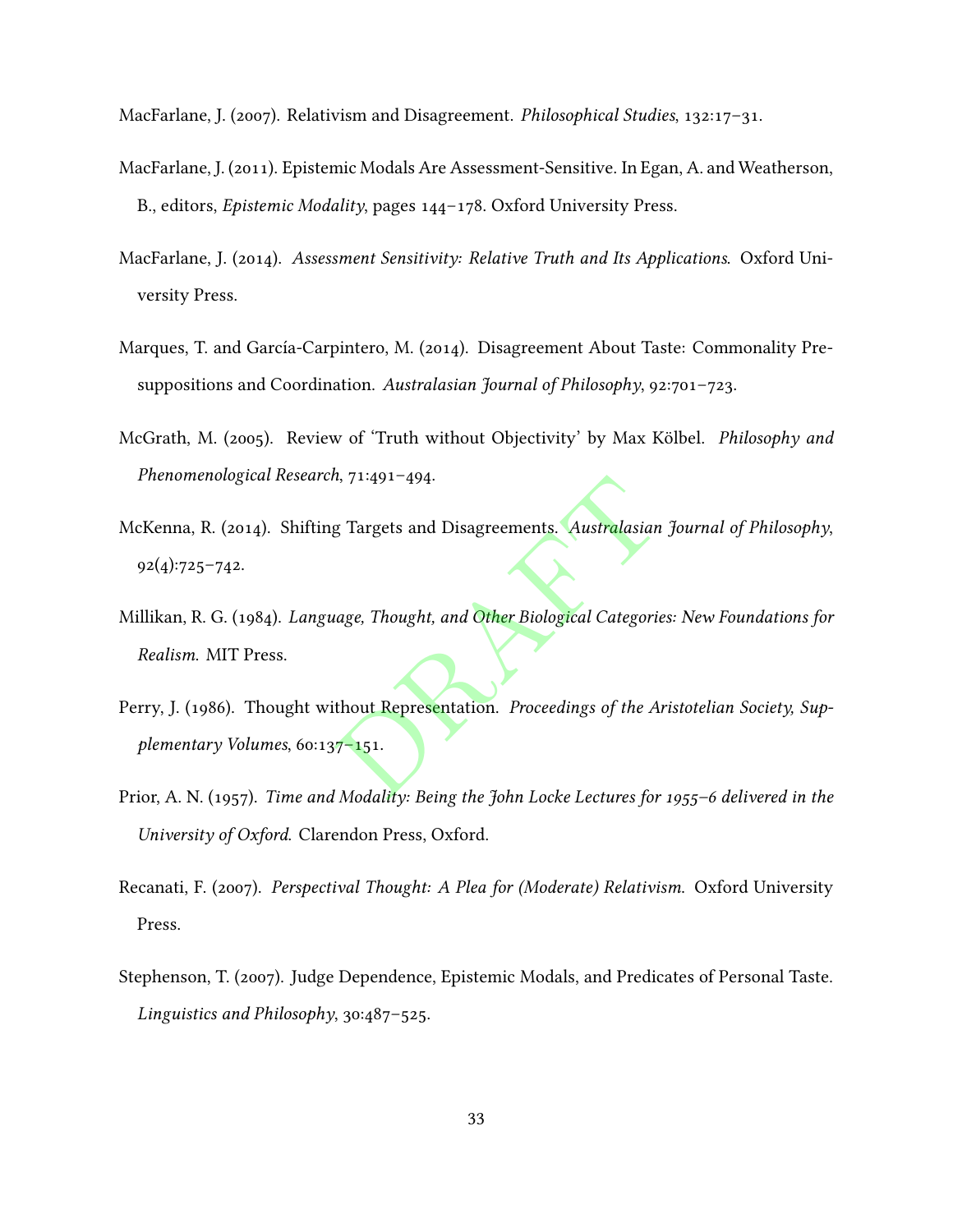MacFarlane, J. (2007). Relativism and Disagreement. *Philosophical Studies*, 132:17–31.

MacFarlane, J. (2011). Epistemic Modals Are Assessment-Sensitive. In Egan, A. and Weatherson, B., editors, *Epistemic Modality*, pages 144–178. Oxford University Press.

MacFarlane, J. (2014). *Assessment Sensitivity: Relative Truth and Its Applications*. Oxford University Press.

Marques, T. and García-Carpintero, M. (2014). Disagreement About Taste: Commonality Presuppositions and Coordination. *Australasian Journal of Philosophy*, 92:701–723.

McGrath, M. (2005). Review of 'Truth without Objectivity' by Max Kölbel. *Philosophy and Phenomenological Research*, 71:491–494.

McKenna, R. (2014). Shifting Targets and Disagreements. *Australasian Journal of Philosophy*, 92(4):725–742.

Millikan, R. G. (1984). *Language, Thought, and Other Biological Categories: New Foundations for Realism*. MIT Press.

Perry, J. (1986). Thought without Representation. *Proceedings of the Aristotelian Society, Supplementary Volumes*, 60:137–151.

Prior, A. N. (1957). *Time and Modality: Being the John Locke Lectures for 1955–6 delivered in the University of Oxford*. Clarendon Press, Oxford.

Recanati, F. (2007). *Perspectival Thought: A Plea for (Moderate) Relativism*. Oxford University Press.

Stephenson, T. (2007). Judge Dependence, Epistemic Modals, and Predicates of Personal Taste. *Linguistics and Philosophy*, 30:487–525.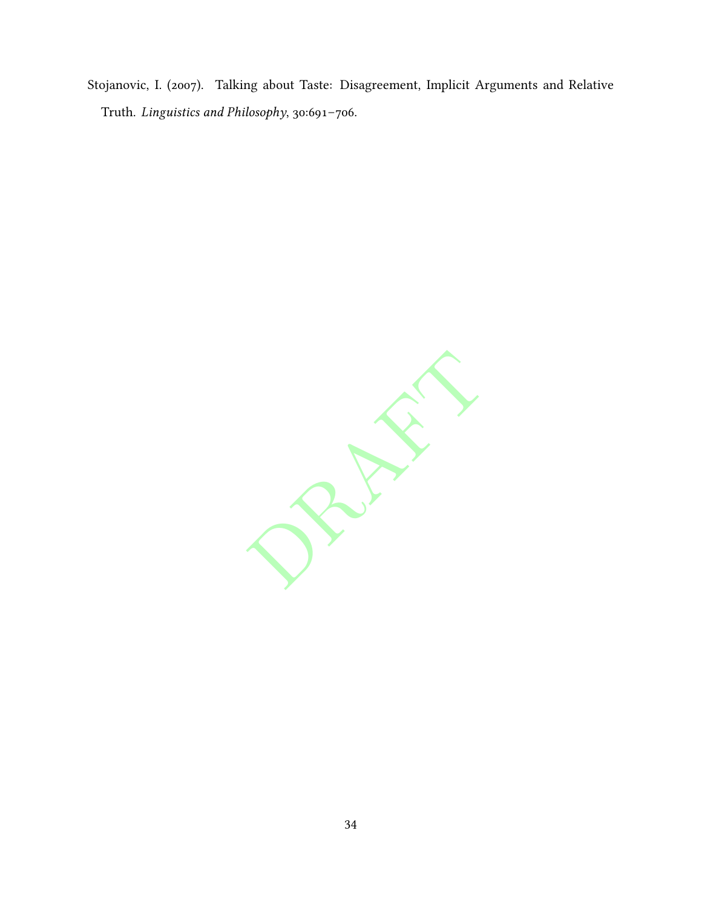Stojanovic, I. (2007). Talking about Taste: Disagreement, Implicit Arguments and Relative Truth. *Linguistics and Philosophy*, 30:691–706.